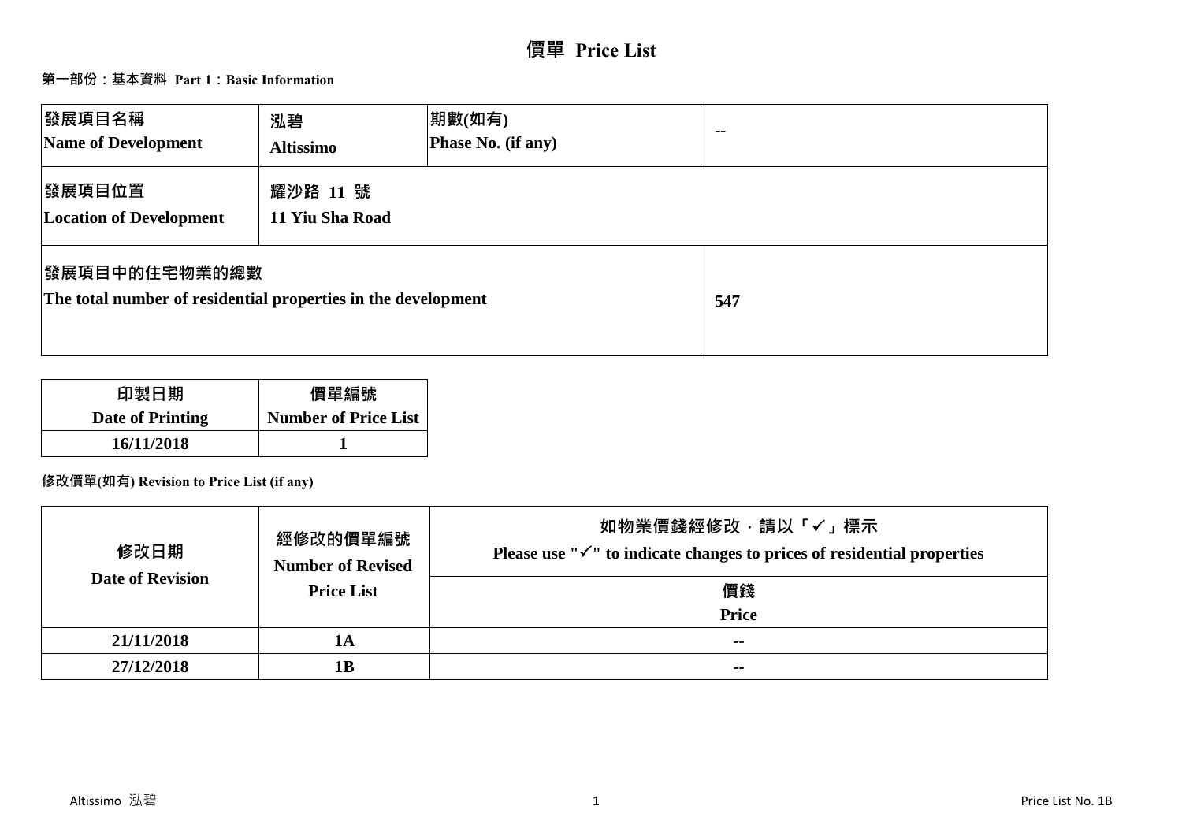# 價單 Price List

## 第一部份：基本資料 Part 1：Basic Information

| 發展項目名稱<br>Name of Development | 泓碧<br>Altissimo | 期數(如有)<br>Phase No. (if any) | -- |
|---|---|---|---|
| 發展項目位置<br>Location of Development | 耀沙路 11 號<br>11 Yiu Sha Road | | |
| 發展項目中的住宅物業的總數<br>The total number of residential properties in the development | | | 547 |

| 印製日期<br>Date of Printing | 價單編號<br>Number of Price List |
|---|---|
| 16/11/2018 | 1 |

**修改價單(如有) Revision to Price List (if any)**

| 修改日期<br>Date of Revision | 經修改的價單編號<br>Number of Revised Price List | 如物業價錢經修改，請以「✓」標示<br>Please use "✓" to indicate changes to prices of residential properties |
|---|---|---|
| | | 價錢<br>Price |
| 21/11/2018 | 1A | -- |
| 27/12/2018 | 1B | -- |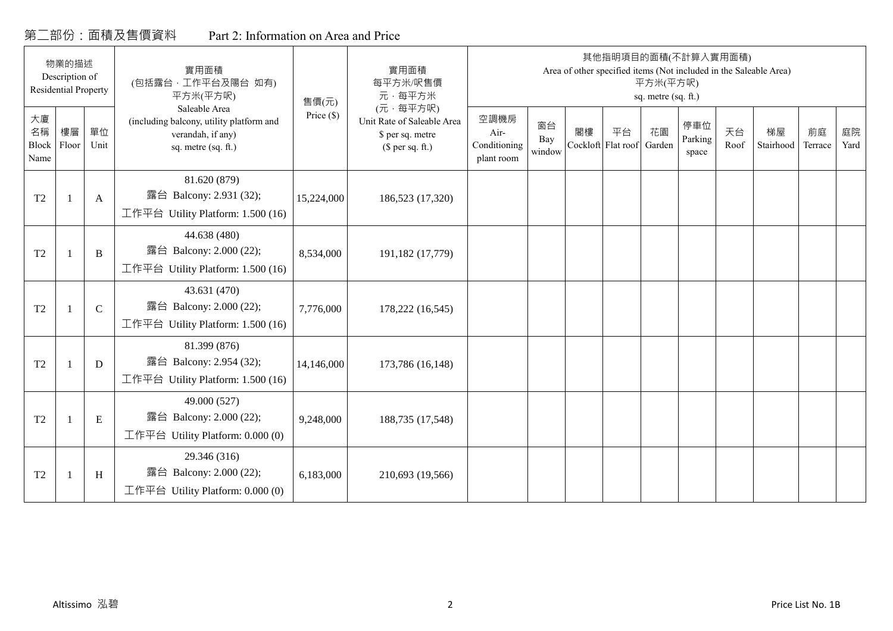# 第二部份：面積及售價資料　　Part 2: Information on Area and Price

| 物業的描述 Description of Residential Property | | | 實用面積 (包括露台，工作平台及陽台 如有) 平方米(平方呎) Saleable Area (including balcony, utility platform and verandah, if any) sq. metre (sq. ft.) | 售價(元) Price ($) | 實用面積 每平方米/呎售價 元，每平方米 (元，每平方呎) Unit Rate of Saleable Area $ per sq. metre ($ per sq. ft.) | 其他指明項目的面積(不計算入實用面積) Area of other specified items (Not included in the Saleable Area) 平方米(平方呎) sq. metre (sq. ft.) | | | | | | | | | |
|---|---|---|---|---|---|---|---|---|---|---|---|---|---|---|---|
| 大廈名稱 Block Name | 樓層 Floor | 單位 Unit | | | | 空調機房 Air-Conditioning plant room | 窗台 Bay window | 閣樓 Cockloft | 平台 Flat roof | 花園 Garden | 停車位 Parking space | 天台 Roof | 梯屋 Stairhood | 前庭 Terrace | 庭院 Yard |
| T2 | 1 | A | 81.620 (879) 露台 Balcony: 2.931 (32); 工作平台 Utility Platform: 1.500 (16) | 15,224,000 | 186,523 (17,320) | | | | | | | | | | |
| T2 | 1 | B | 44.638 (480) 露台 Balcony: 2.000 (22); 工作平台 Utility Platform: 1.500 (16) | 8,534,000 | 191,182 (17,779) | | | | | | | | | | |
| T2 | 1 | C | 43.631 (470) 露台 Balcony: 2.000 (22); 工作平台 Utility Platform: 1.500 (16) | 7,776,000 | 178,222 (16,545) | | | | | | | | | | |
| T2 | 1 | D | 81.399 (876) 露台 Balcony: 2.954 (32); 工作平台 Utility Platform: 1.500 (16) | 14,146,000 | 173,786 (16,148) | | | | | | | | | | |
| T2 | 1 | E | 49.000 (527) 露台 Balcony: 2.000 (22); 工作平台 Utility Platform: 0.000 (0) | 9,248,000 | 188,735 (17,548) | | | | | | | | | | |
| T2 | 1 | H | 29.346 (316) 露台 Balcony: 2.000 (22); 工作平台 Utility Platform: 0.000 (0) | 6,183,000 | 210,693 (19,566) | | | | | | | | | | |

Altissimo 泓碧　　Price List No. 1B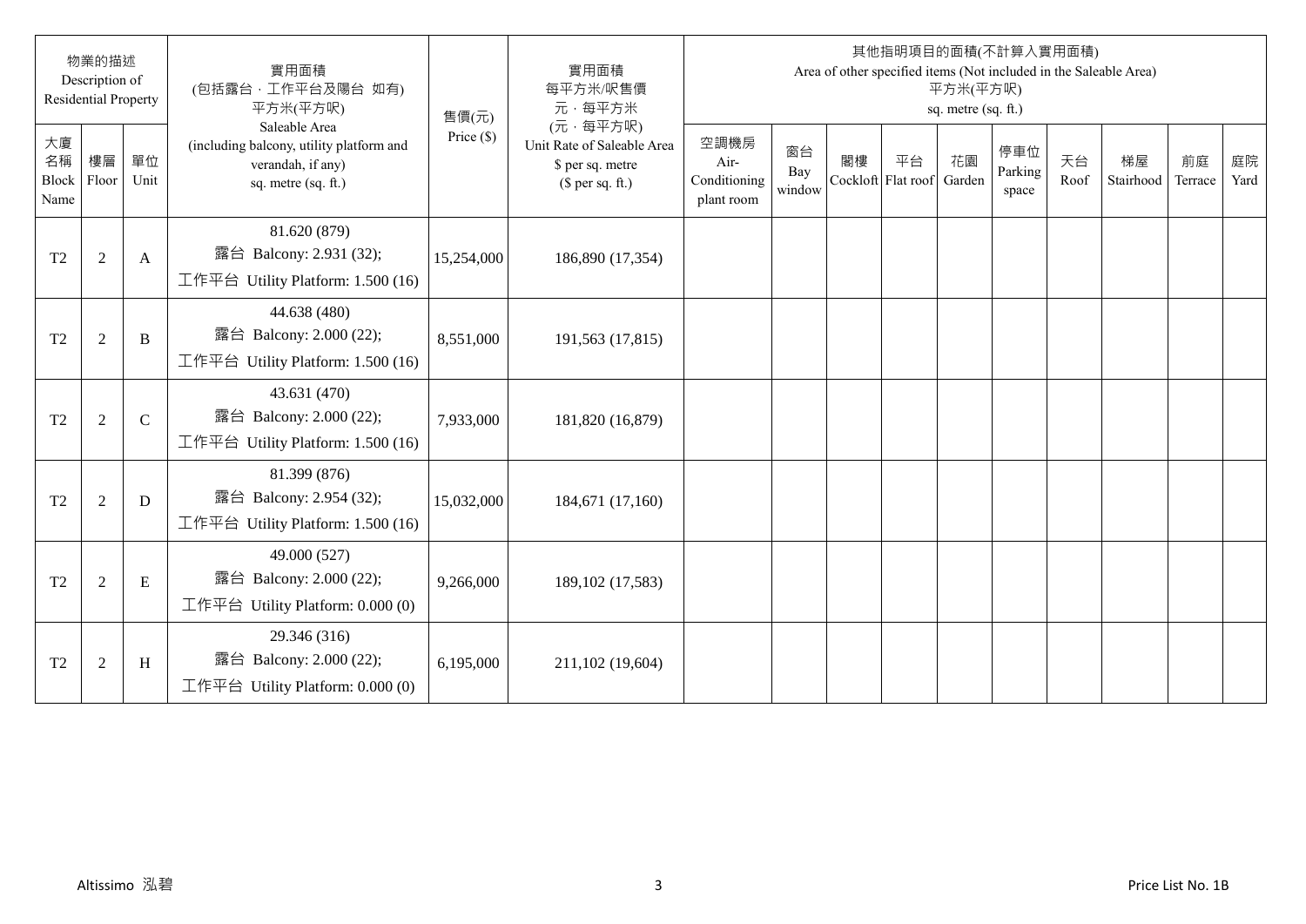| 物業的描述 Description of Residential Property | | | 實用面積 (包括露台，工作平台及陽台 如有) 平方米(平方呎) Saleable Area (including balcony, utility platform and verandah, if any) sq. metre (sq. ft.) | 售價(元) Price ($) | 實用面積 每平方米/呎售價 元，每平方米 (元，每平方呎) Unit Rate of Saleable Area $ per sq. metre ($ per sq. ft.) | 其他指明項目的面積(不計算入實用面積) Area of other specified items (Not included in the Saleable Area) 平方米(平方呎) sq. metre (sq. ft.) | | | | | | | | | |
|---|---|---|---|---|---|---|---|---|---|---|---|---|---|---|---|
| 大廈名稱 Block Name | 樓層 Floor | 單位 Unit | | | | 空調機房 Air-Conditioning plant room | 窗台 Bay window | 閣樓 Cockloft | 平台 Flat roof | 花園 Garden | 停車位 Parking space | 天台 Roof | 梯屋 Stairhood | 前庭 Terrace | 庭院 Yard |
| T2 | 2 | A | 81.620 (879) 露台 Balcony: 2.931 (32); 工作平台 Utility Platform: 1.500 (16) | 15,254,000 | 186,890 (17,354) | | | | | | | | | | |
| T2 | 2 | B | 44.638 (480) 露台 Balcony: 2.000 (22); 工作平台 Utility Platform: 1.500 (16) | 8,551,000 | 191,563 (17,815) | | | | | | | | | | |
| T2 | 2 | C | 43.631 (470) 露台 Balcony: 2.000 (22); 工作平台 Utility Platform: 1.500 (16) | 7,933,000 | 181,820 (16,879) | | | | | | | | | | |
| T2 | 2 | D | 81.399 (876) 露台 Balcony: 2.954 (32); 工作平台 Utility Platform: 1.500 (16) | 15,032,000 | 184,671 (17,160) | | | | | | | | | | |
| T2 | 2 | E | 49.000 (527) 露台 Balcony: 2.000 (22); 工作平台 Utility Platform: 0.000 (0) | 9,266,000 | 189,102 (17,583) | | | | | | | | | | |
| T2 | 2 | H | 29.346 (316) 露台 Balcony: 2.000 (22); 工作平台 Utility Platform: 0.000 (0) | 6,195,000 | 211,102 (19,604) | | | | | | | | | | |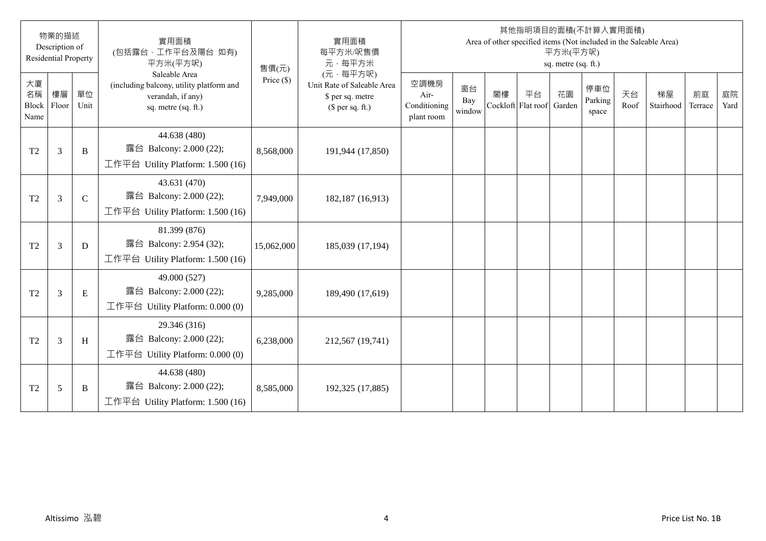| 物業的描述 Description of Residential Property | | | 實用面積 (包括露台，工作平台及陽台 如有) 平方米(平方呎) Saleable Area (including balcony, utility platform and verandah, if any) sq. metre (sq. ft.) | 售價(元) Price ($) | 實用面積 每平方米/呎售價 元，每平方米 (元，每平方呎) Unit Rate of Saleable Area $ per sq. metre ($ per sq. ft.) | 其他指明項目的面積(不計算入實用面積) Area of other specified items (Not included in the Saleable Area) 平方米(平方呎) sq. metre (sq. ft.) | | | | | | | | | |
|---|---|---|---|---|---|---|---|---|---|---|---|---|---|---|---|
| 大廈名稱 Block Name | 樓層 Floor | 單位 Unit | | | | 空調機房 Air-Conditioning plant room | 窗台 Bay window | 閣樓 Cockloft | 平台 Flat roof | 花園 Garden | 停車位 Parking space | 天台 Roof | 梯屋 Stairhood | 前庭 Terrace | 庭院 Yard |
| T2 | 3 | B | 44.638 (480) 露台 Balcony: 2.000 (22); 工作平台 Utility Platform: 1.500 (16) | 8,568,000 | 191,944 (17,850) | | | | | | | | | | |
| T2 | 3 | C | 43.631 (470) 露台 Balcony: 2.000 (22); 工作平台 Utility Platform: 1.500 (16) | 7,949,000 | 182,187 (16,913) | | | | | | | | | | |
| T2 | 3 | D | 81.399 (876) 露台 Balcony: 2.954 (32); 工作平台 Utility Platform: 1.500 (16) | 15,062,000 | 185,039 (17,194) | | | | | | | | | | |
| T2 | 3 | E | 49.000 (527) 露台 Balcony: 2.000 (22); 工作平台 Utility Platform: 0.000 (0) | 9,285,000 | 189,490 (17,619) | | | | | | | | | | |
| T2 | 3 | H | 29.346 (316) 露台 Balcony: 2.000 (22); 工作平台 Utility Platform: 0.000 (0) | 6,238,000 | 212,567 (19,741) | | | | | | | | | | |
| T2 | 5 | B | 44.638 (480) 露台 Balcony: 2.000 (22); 工作平台 Utility Platform: 1.500 (16) | 8,585,000 | 192,325 (17,885) | | | | | | | | | | |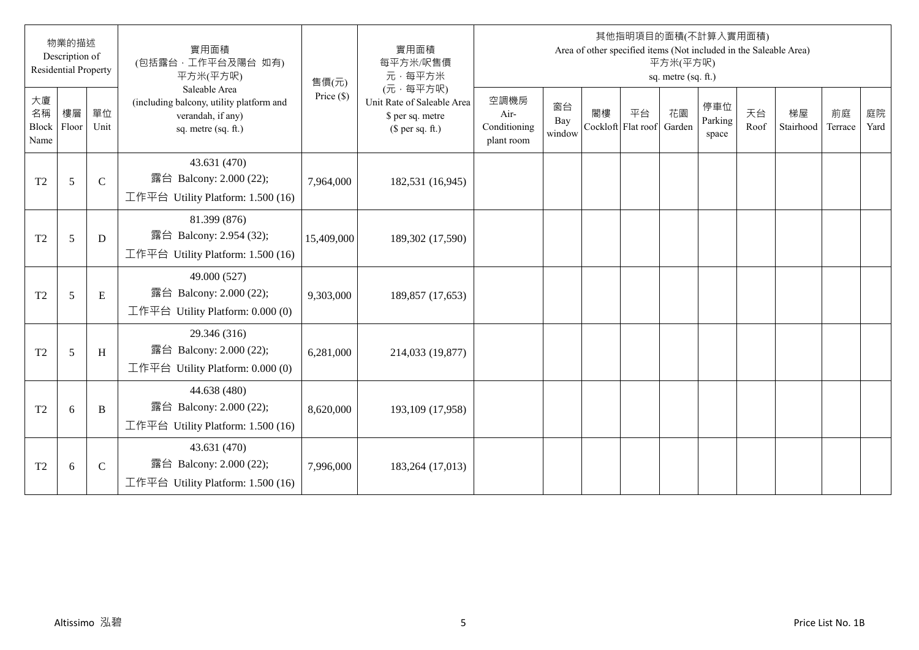| 物業的描述 Description of Residential Property | | | 實用面積 (包括露台，工作平台及陽台 如有) 平方米(平方呎) Saleable Area (including balcony, utility platform and verandah, if any) sq. metre (sq. ft.) | 售價(元) Price ($) | 實用面積 每平方米/呎售價 元，每平方米 (元，每平方呎) Unit Rate of Saleable Area $ per sq. metre ($ per sq. ft.) | 其他指明項目的面積(不計算入實用面積) Area of other specified items (Not included in the Saleable Area) 平方米(平方呎) sq. metre (sq. ft.) | | | | | | | | | |
|---|---|---|---|---|---|---|---|---|---|---|---|---|---|---|---|
| 大廈名稱 Block Name | 樓層 Floor | 單位 Unit | | | | 空調機房 Air-Conditioning plant room | 窗台 Bay window | 閣樓 Cockloft | 平台 Flat roof | 花園 Garden | 停車位 Parking space | 天台 Roof | 梯屋 Stairhood | 前庭 Terrace | 庭院 Yard |
| T2 | 5 | C | 43.631 (470) 露台 Balcony: 2.000 (22); 工作平台 Utility Platform: 1.500 (16) | 7,964,000 | 182,531 (16,945) | | | | | | | | | | |
| T2 | 5 | D | 81.399 (876) 露台 Balcony: 2.954 (32); 工作平台 Utility Platform: 1.500 (16) | 15,409,000 | 189,302 (17,590) | | | | | | | | | | |
| T2 | 5 | E | 49.000 (527) 露台 Balcony: 2.000 (22); 工作平台 Utility Platform: 0.000 (0) | 9,303,000 | 189,857 (17,653) | | | | | | | | | | |
| T2 | 5 | H | 29.346 (316) 露台 Balcony: 2.000 (22); 工作平台 Utility Platform: 0.000 (0) | 6,281,000 | 214,033 (19,877) | | | | | | | | | | |
| T2 | 6 | B | 44.638 (480) 露台 Balcony: 2.000 (22); 工作平台 Utility Platform: 1.500 (16) | 8,620,000 | 193,109 (17,958) | | | | | | | | | | |
| T2 | 6 | C | 43.631 (470) 露台 Balcony: 2.000 (22); 工作平台 Utility Platform: 1.500 (16) | 7,996,000 | 183,264 (17,013) | | | | | | | | | | |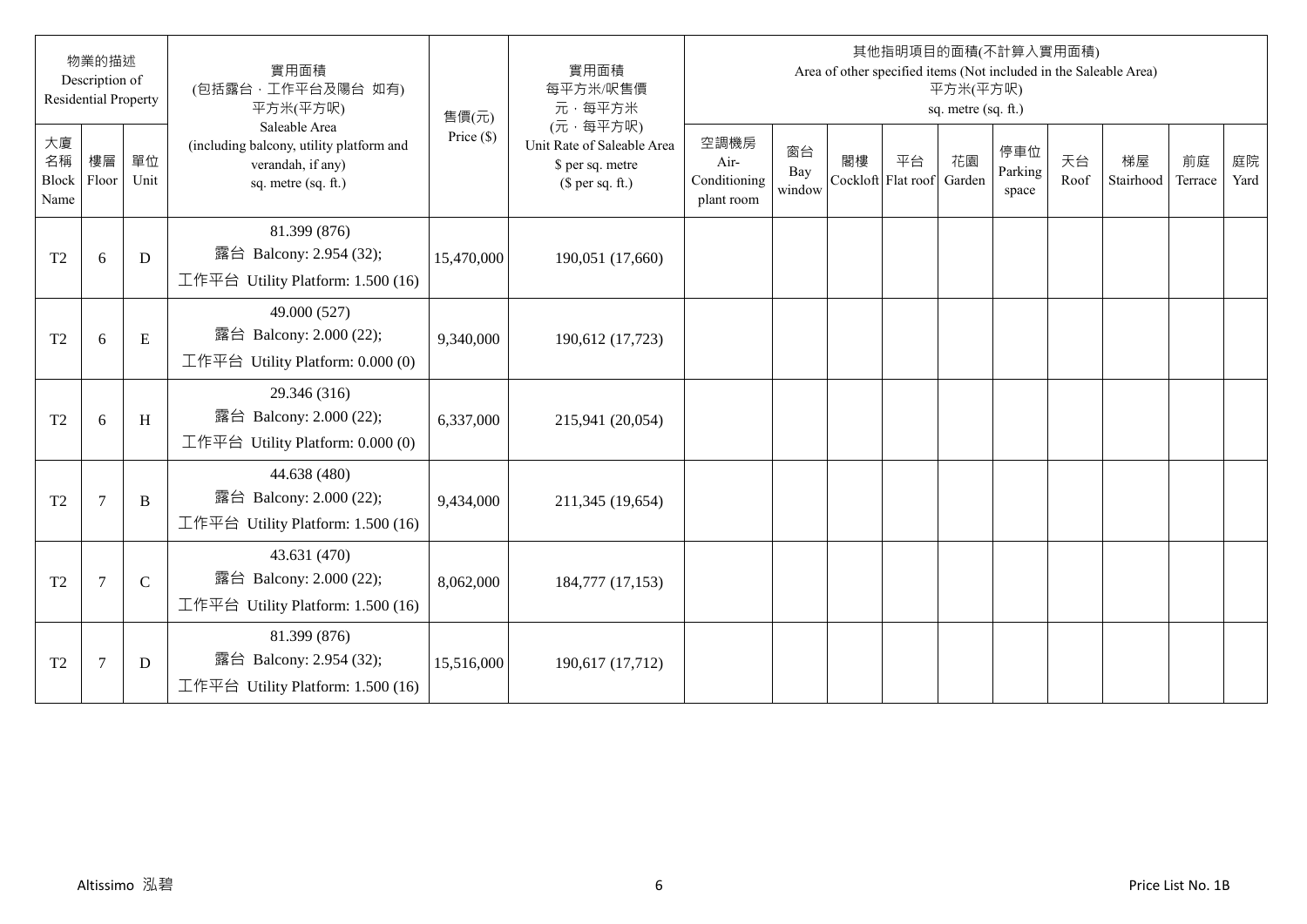| 物業的描述 Description of Residential Property | | | 實用面積 (包括露台，工作平台及陽台 如有) 平方米(平方呎) Saleable Area (including balcony, utility platform and verandah, if any) sq. metre (sq. ft.) | 售價(元) Price ($) | 實用面積 每平方米/呎售價 元，每平方米 (元，每平方呎) Unit Rate of Saleable Area $ per sq. metre ($ per sq. ft.) | 其他指明項目的面積(不計算入實用面積) Area of other specified items (Not included in the Saleable Area) 平方米(平方呎) sq. metre (sq. ft.) | | | | | | | | | |
|---|---|---|---|---|---|---|---|---|---|---|---|---|---|---|---|
| 大廈名稱 Block Name | 樓層 Floor | 單位 Unit | | | | 空調機房 Air-Conditioning plant room | 窗台 Bay window | 閣樓 Cockloft | 平台 Flat roof | 花園 Garden | 停車位 Parking space | 天台 Roof | 梯屋 Stairhood | 前庭 Terrace | 庭院 Yard |
| T2 | 6 | D | 81.399 (876) 露台 Balcony: 2.954 (32); 工作平台 Utility Platform: 1.500 (16) | 15,470,000 | 190,051 (17,660) | | | | | | | | | | |
| T2 | 6 | E | 49.000 (527) 露台 Balcony: 2.000 (22); 工作平台 Utility Platform: 0.000 (0) | 9,340,000 | 190,612 (17,723) | | | | | | | | | | |
| T2 | 6 | H | 29.346 (316) 露台 Balcony: 2.000 (22); 工作平台 Utility Platform: 0.000 (0) | 6,337,000 | 215,941 (20,054) | | | | | | | | | | |
| T2 | 7 | B | 44.638 (480) 露台 Balcony: 2.000 (22); 工作平台 Utility Platform: 1.500 (16) | 9,434,000 | 211,345 (19,654) | | | | | | | | | | |
| T2 | 7 | C | 43.631 (470) 露台 Balcony: 2.000 (22); 工作平台 Utility Platform: 1.500 (16) | 8,062,000 | 184,777 (17,153) | | | | | | | | | | |
| T2 | 7 | D | 81.399 (876) 露台 Balcony: 2.954 (32); 工作平台 Utility Platform: 1.500 (16) | 15,516,000 | 190,617 (17,712) | | | | | | | | | | |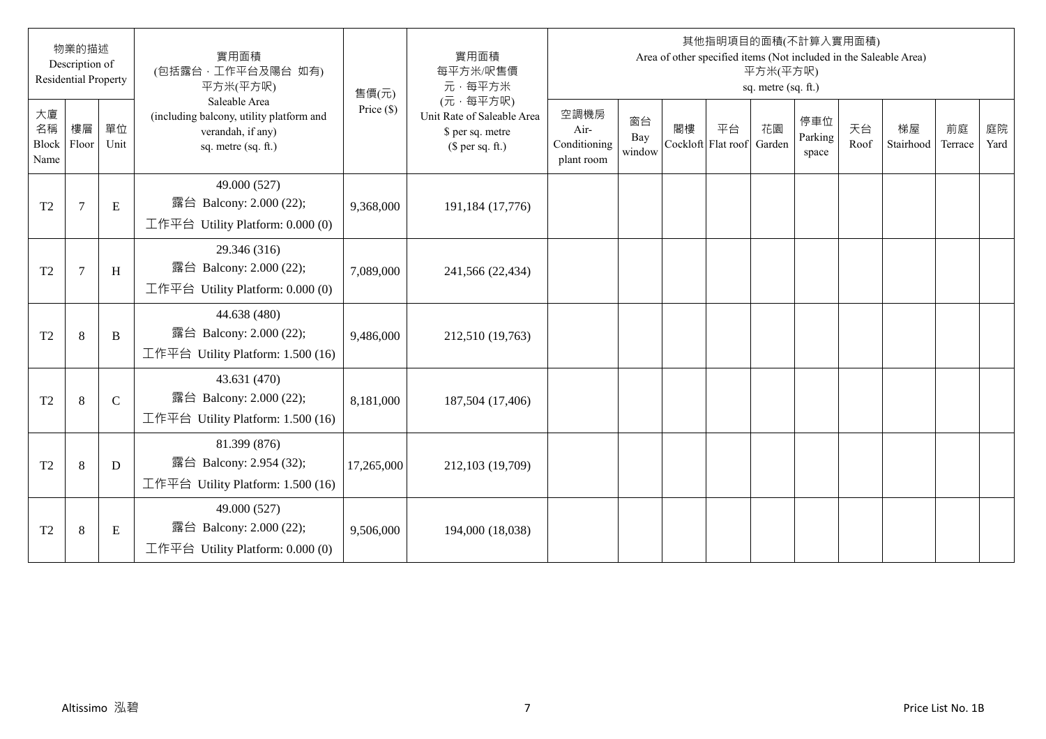| 物業的描述 Description of Residential Property | | | 實用面積 (包括露台，工作平台及陽台 如有) 平方米(平方呎) Saleable Area (including balcony, utility platform and verandah, if any) sq. metre (sq. ft.) | 售價(元) Price ($) | 實用面積 每平方米/呎售價 元，每平方米 (元，每平方呎) Unit Rate of Saleable Area $ per sq. metre ($ per sq. ft.) | 其他指明項目的面積(不計算入實用面積) Area of other specified items (Not included in the Saleable Area) 平方米(平方呎) sq. metre (sq. ft.) | | | | | | | | | |
|---|---|---|---|---|---|---|---|---|---|---|---|---|---|---|---|
| 大廈名稱 Block Name | 樓層 Floor | 單位 Unit | | | | 空調機房 Air-Conditioning plant room | 窗台 Bay window | 閣樓 Cockloft | 平台 Flat roof | 花園 Garden | 停車位 Parking space | 天台 Roof | 梯屋 Stairhood | 前庭 Terrace | 庭院 Yard |
| T2 | 7 | E | 49.000 (527) 露台 Balcony: 2.000 (22); 工作平台 Utility Platform: 0.000 (0) | 9,368,000 | 191,184 (17,776) | | | | | | | | | | |
| T2 | 7 | H | 29.346 (316) 露台 Balcony: 2.000 (22); 工作平台 Utility Platform: 0.000 (0) | 7,089,000 | 241,566 (22,434) | | | | | | | | | | |
| T2 | 8 | B | 44.638 (480) 露台 Balcony: 2.000 (22); 工作平台 Utility Platform: 1.500 (16) | 9,486,000 | 212,510 (19,763) | | | | | | | | | | |
| T2 | 8 | C | 43.631 (470) 露台 Balcony: 2.000 (22); 工作平台 Utility Platform: 1.500 (16) | 8,181,000 | 187,504 (17,406) | | | | | | | | | | |
| T2 | 8 | D | 81.399 (876) 露台 Balcony: 2.954 (32); 工作平台 Utility Platform: 1.500 (16) | 17,265,000 | 212,103 (19,709) | | | | | | | | | | |
| T2 | 8 | E | 49.000 (527) 露台 Balcony: 2.000 (22); 工作平台 Utility Platform: 0.000 (0) | 9,506,000 | 194,000 (18,038) | | | | | | | | | | |

Altissimo 泓碧 Price List No. 1B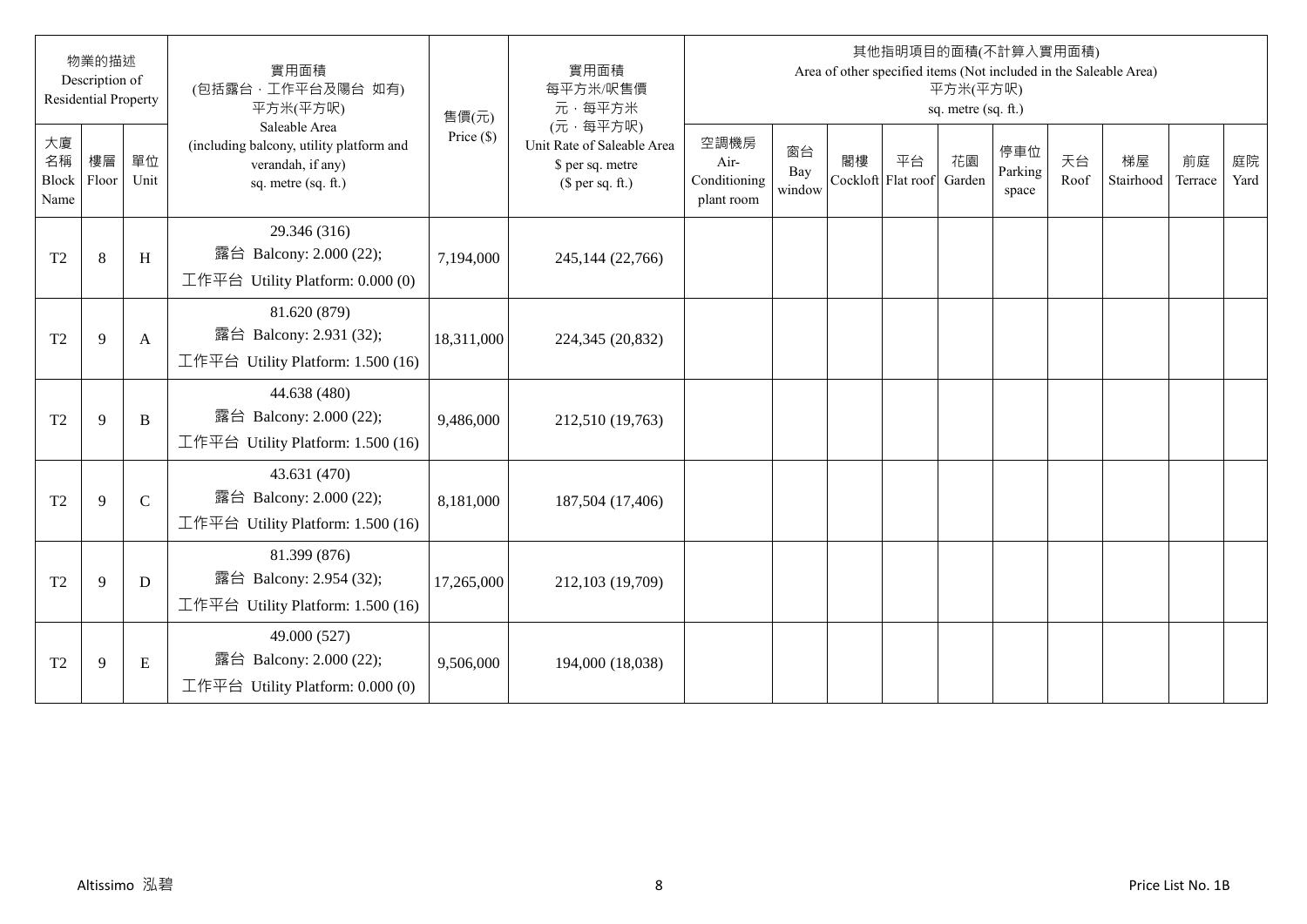| 物業的描述 Description of Residential Property | | | 實用面積 (包括露台．工作平台及陽台 如有) 平方米(平方呎) Saleable Area (including balcony, utility platform and verandah, if any) sq. metre (sq. ft.) | 售價(元) Price ($) | 實用面積 每平方米/呎售價 元．每平方米 (元．每平方呎) Unit Rate of Saleable Area $ per sq. metre ($ per sq. ft.) | 其他指明項目的面積(不計算入實用面積) Area of other specified items (Not included in the Saleable Area) 平方米(平方呎) sq. metre (sq. ft.) | | | | | | | | | |
|---|---|---|---|---|---|---|---|---|---|---|---|---|---|---|---|
| 大廈名稱 Block Name | 樓層 Floor | 單位 Unit | | | | 空調機房 Air-Conditioning plant room | 窗台 Bay window | 閣樓 Cockloft | 平台 Flat roof | 花園 Garden | 停車位 Parking space | 天台 Roof | 梯屋 Stairhood | 前庭 Terrace | 庭院 Yard |
| T2 | 8 | H | 29.346 (316) 露台 Balcony: 2.000 (22); 工作平台 Utility Platform: 0.000 (0) | 7,194,000 | 245,144 (22,766) | | | | | | | | | | |
| T2 | 9 | A | 81.620 (879) 露台 Balcony: 2.931 (32); 工作平台 Utility Platform: 1.500 (16) | 18,311,000 | 224,345 (20,832) | | | | | | | | | | |
| T2 | 9 | B | 44.638 (480) 露台 Balcony: 2.000 (22); 工作平台 Utility Platform: 1.500 (16) | 9,486,000 | 212,510 (19,763) | | | | | | | | | | |
| T2 | 9 | C | 43.631 (470) 露台 Balcony: 2.000 (22); 工作平台 Utility Platform: 1.500 (16) | 8,181,000 | 187,504 (17,406) | | | | | | | | | | |
| T2 | 9 | D | 81.399 (876) 露台 Balcony: 2.954 (32); 工作平台 Utility Platform: 1.500 (16) | 17,265,000 | 212,103 (19,709) | | | | | | | | | | |
| T2 | 9 | E | 49.000 (527) 露台 Balcony: 2.000 (22); 工作平台 Utility Platform: 0.000 (0) | 9,506,000 | 194,000 (18,038) | | | | | | | | | | |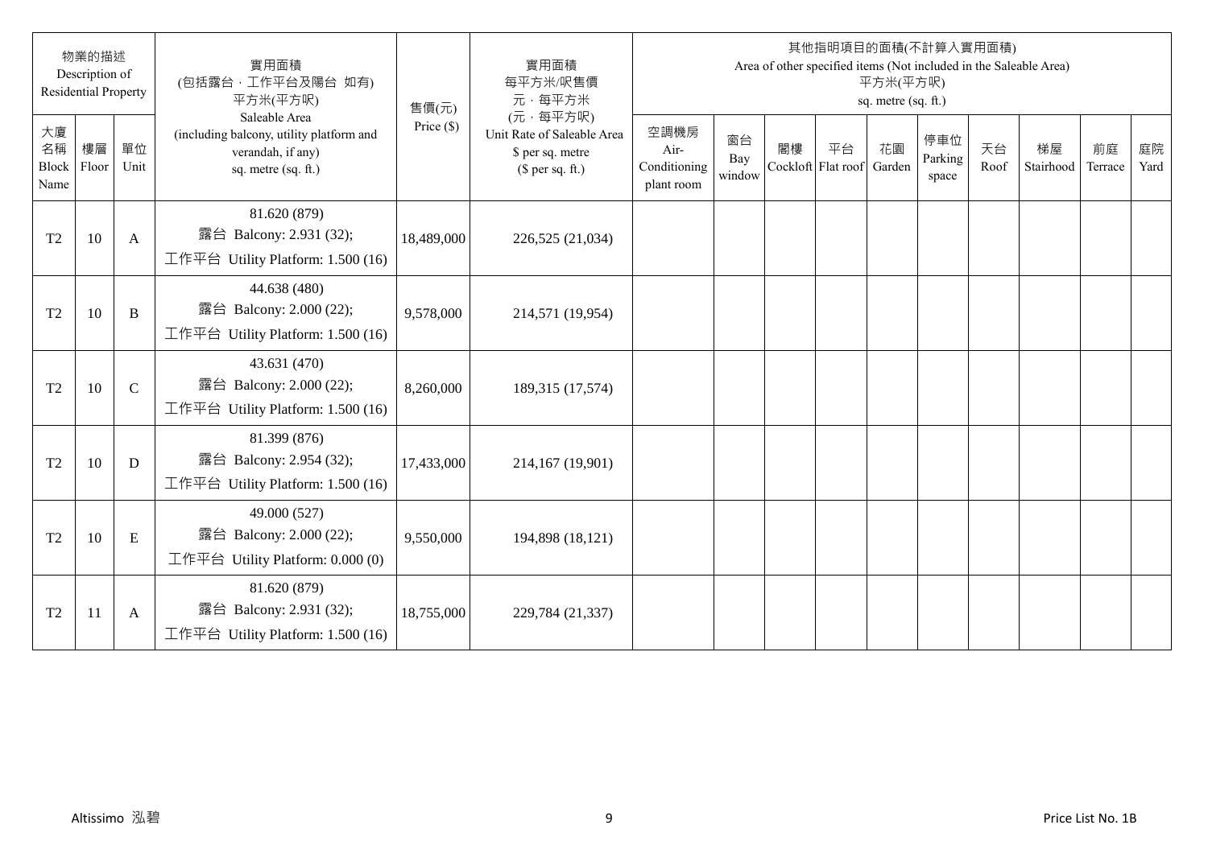| 物業的描述 Description of Residential Property | | | 實用面積 (包括露台，工作平台及陽台 如有) 平方米(平方呎) Saleable Area (including balcony, utility platform and verandah, if any) sq. metre (sq. ft.) | 售價(元) Price ($) | 實用面積 每平方米/呎售價 元，每平方米 (元，每平方呎) Unit Rate of Saleable Area $ per sq. metre ($ per sq. ft.) | 其他指明項目的面積(不計算入實用面積) Area of other specified items (Not included in the Saleable Area) 平方米(平方呎) sq. metre (sq. ft.) | | | | | | | | | |
|---|---|---|---|---|---|---|---|---|---|---|---|---|---|---|---|
| 大廈名稱 Block Name | 樓層 Floor | 單位 Unit | | | | 空調機房 Air-Conditioning plant room | 窗台 Bay window | 閣樓 Cockloft | 平台 Flat roof | 花園 Garden | 停車位 Parking space | 天台 Roof | 梯屋 Stairhood | 前庭 Terrace | 庭院 Yard |
| T2 | 10 | A | 81.620 (879) 露台 Balcony: 2.931 (32); 工作平台 Utility Platform: 1.500 (16) | 18,489,000 | 226,525 (21,034) | | | | | | | | | | |
| T2 | 10 | B | 44.638 (480) 露台 Balcony: 2.000 (22); 工作平台 Utility Platform: 1.500 (16) | 9,578,000 | 214,571 (19,954) | | | | | | | | | | |
| T2 | 10 | C | 43.631 (470) 露台 Balcony: 2.000 (22); 工作平台 Utility Platform: 1.500 (16) | 8,260,000 | 189,315 (17,574) | | | | | | | | | | |
| T2 | 10 | D | 81.399 (876) 露台 Balcony: 2.954 (32); 工作平台 Utility Platform: 1.500 (16) | 17,433,000 | 214,167 (19,901) | | | | | | | | | | |
| T2 | 10 | E | 49.000 (527) 露台 Balcony: 2.000 (22); 工作平台 Utility Platform: 0.000 (0) | 9,550,000 | 194,898 (18,121) | | | | | | | | | | |
| T2 | 11 | A | 81.620 (879) 露台 Balcony: 2.931 (32); 工作平台 Utility Platform: 1.500 (16) | 18,755,000 | 229,784 (21,337) | | | | | | | | | | |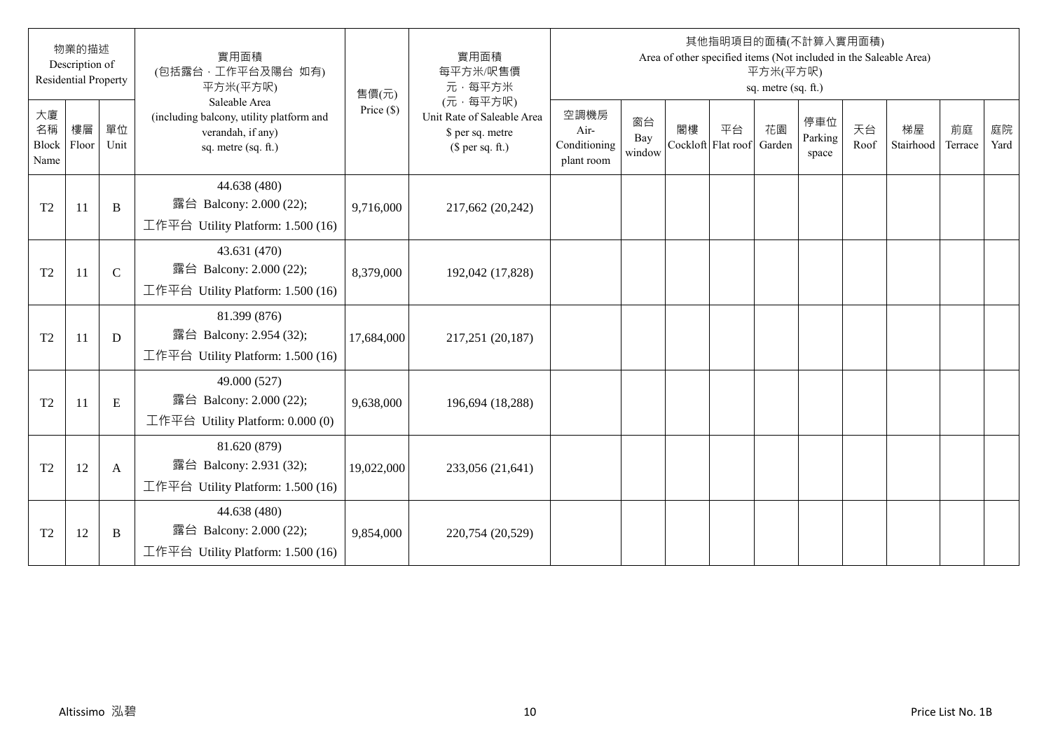| 物業的描述 Description of Residential Property | | | 實用面積 (包括露台，工作平台及陽台 如有) 平方米(平方呎) Saleable Area (including balcony, utility platform and verandah, if any) sq. metre (sq. ft.) | 售價(元) Price ($) | 實用面積 每平方米/呎售價 元，每平方米 (元，每平方呎) Unit Rate of Saleable Area $ per sq. metre ($ per sq. ft.) | 其他指明項目的面積(不計算入實用面積) Area of other specified items (Not included in the Saleable Area) 平方米(平方呎) sq. metre (sq. ft.) | | | | | | | | | |
|---|---|---|---|---|---|---|---|---|---|---|---|---|---|---|---|
| 大廈名稱 Block Name | 樓層 Floor | 單位 Unit | | | | 空調機房 Air-Conditioning plant room | 窗台 Bay window | 閣樓 Cockloft | 平台 Flat roof | 花園 Garden | 停車位 Parking space | 天台 Roof | 梯屋 Stairhood | 前庭 Terrace | 庭院 Yard |
| T2 | 11 | B | 44.638 (480) 露台 Balcony: 2.000 (22); 工作平台 Utility Platform: 1.500 (16) | 9,716,000 | 217,662 (20,242) | | | | | | | | | | |
| T2 | 11 | C | 43.631 (470) 露台 Balcony: 2.000 (22); 工作平台 Utility Platform: 1.500 (16) | 8,379,000 | 192,042 (17,828) | | | | | | | | | | |
| T2 | 11 | D | 81.399 (876) 露台 Balcony: 2.954 (32); 工作平台 Utility Platform: 1.500 (16) | 17,684,000 | 217,251 (20,187) | | | | | | | | | | |
| T2 | 11 | E | 49.000 (527) 露台 Balcony: 2.000 (22); 工作平台 Utility Platform: 0.000 (0) | 9,638,000 | 196,694 (18,288) | | | | | | | | | | |
| T2 | 12 | A | 81.620 (879) 露台 Balcony: 2.931 (32); 工作平台 Utility Platform: 1.500 (16) | 19,022,000 | 233,056 (21,641) | | | | | | | | | | |
| T2 | 12 | B | 44.638 (480) 露台 Balcony: 2.000 (22); 工作平台 Utility Platform: 1.500 (16) | 9,854,000 | 220,754 (20,529) | | | | | | | | | | |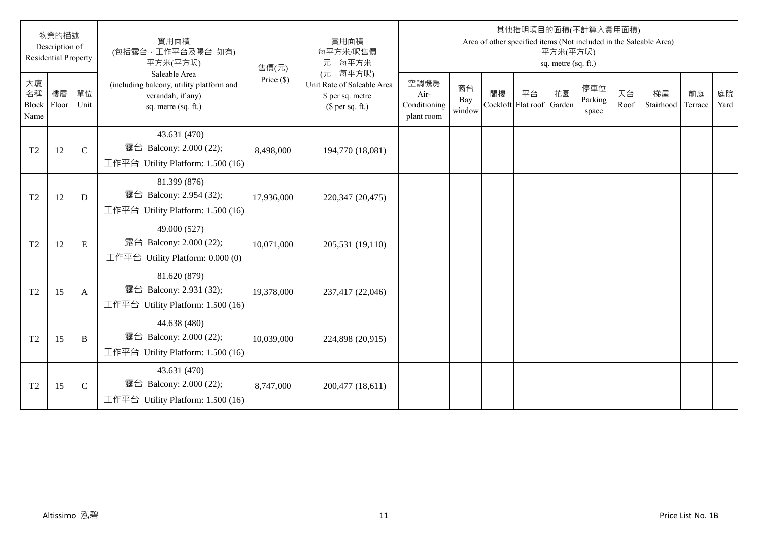| 物業的描述 Description of Residential Property | | | 實用面積 (包括露台，工作平台及陽台 如有) 平方米(平方呎) Saleable Area (including balcony, utility platform and verandah, if any) sq. metre (sq. ft.) | 售價(元) Price ($) | 實用面積 每平方米/呎售價 元，每平方米 (元，每平方呎) Unit Rate of Saleable Area $ per sq. metre ($ per sq. ft.) | 其他指明項目的面積(不計算入實用面積) Area of other specified items (Not included in the Saleable Area) 平方米(平方呎) sq. metre (sq. ft.) | | | | | | | | | |
|---|---|---|---|---|---|---|---|---|---|---|---|---|---|---|---|
| 大廈名稱 Block Name | 樓層 Floor | 單位 Unit | | | | 空調機房 Air-Conditioning plant room | 窗台 Bay window | 閣樓 Cockloft | 平台 Flat roof | 花園 Garden | 停車位 Parking space | 天台 Roof | 梯屋 Stairhood | 前庭 Terrace | 庭院 Yard |
| T2 | 12 | C | 43.631 (470) 露台 Balcony: 2.000 (22); 工作平台 Utility Platform: 1.500 (16) | 8,498,000 | 194,770 (18,081) | | | | | | | | | | |
| T2 | 12 | D | 81.399 (876) 露台 Balcony: 2.954 (32); 工作平台 Utility Platform: 1.500 (16) | 17,936,000 | 220,347 (20,475) | | | | | | | | | | |
| T2 | 12 | E | 49.000 (527) 露台 Balcony: 2.000 (22); 工作平台 Utility Platform: 0.000 (0) | 10,071,000 | 205,531 (19,110) | | | | | | | | | | |
| T2 | 15 | A | 81.620 (879) 露台 Balcony: 2.931 (32); 工作平台 Utility Platform: 1.500 (16) | 19,378,000 | 237,417 (22,046) | | | | | | | | | | |
| T2 | 15 | B | 44.638 (480) 露台 Balcony: 2.000 (22); 工作平台 Utility Platform: 1.500 (16) | 10,039,000 | 224,898 (20,915) | | | | | | | | | | |
| T2 | 15 | C | 43.631 (470) 露台 Balcony: 2.000 (22); 工作平台 Utility Platform: 1.500 (16) | 8,747,000 | 200,477 (18,611) | | | | | | | | | | |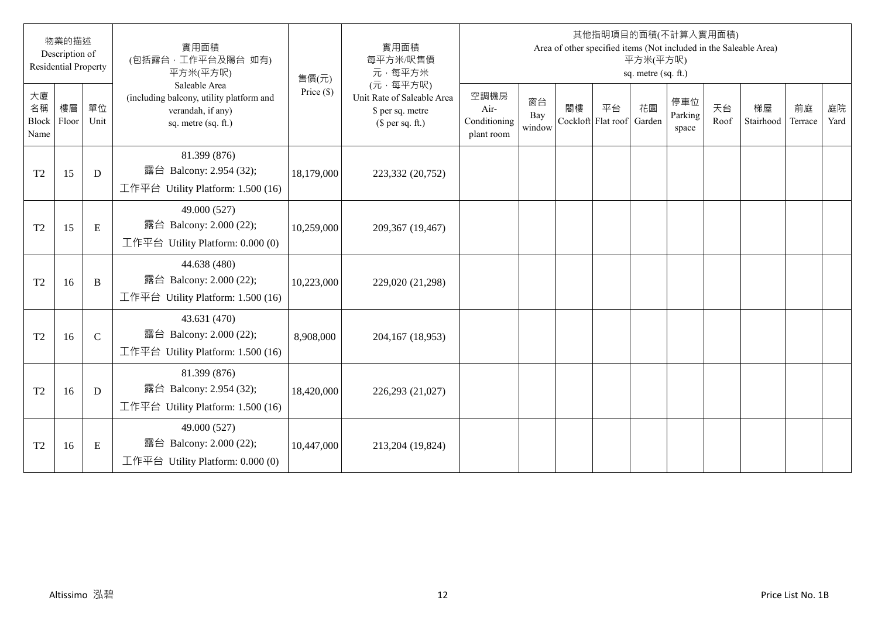| 物業的描述 Description of Residential Property | | | 實用面積 (包括露台，工作平台及陽台 如有) 平方米(平方呎) Saleable Area (including balcony, utility platform and verandah, if any) sq. metre (sq. ft.) | 售價(元) Price ($) | 實用面積 每平方米/呎售價 元，每平方米 (元，每平方呎) Unit Rate of Saleable Area $ per sq. metre ($ per sq. ft.) | 其他指明項目的面積(不計算入實用面積) Area of other specified items (Not included in the Saleable Area) 平方米(平方呎) sq. metre (sq. ft.) | | | | | | | | | |
|---|---|---|---|---|---|---|---|---|---|---|---|---|---|---|---|
| 大廈名稱 Block Name | 樓層 Floor | 單位 Unit | | | | 空調機房 Air-Conditioning plant room | 窗台 Bay window | 閣樓 Cockloft | 平台 Flat roof | 花園 Garden | 停車位 Parking space | 天台 Roof | 梯屋 Stairhood | 前庭 Terrace | 庭院 Yard |
| T2 | 15 | D | 81.399 (876) 露台 Balcony: 2.954 (32); 工作平台 Utility Platform: 1.500 (16) | 18,179,000 | 223,332 (20,752) | | | | | | | | | | |
| T2 | 15 | E | 49.000 (527) 露台 Balcony: 2.000 (22); 工作平台 Utility Platform: 0.000 (0) | 10,259,000 | 209,367 (19,467) | | | | | | | | | | |
| T2 | 16 | B | 44.638 (480) 露台 Balcony: 2.000 (22); 工作平台 Utility Platform: 1.500 (16) | 10,223,000 | 229,020 (21,298) | | | | | | | | | | |
| T2 | 16 | C | 43.631 (470) 露台 Balcony: 2.000 (22); 工作平台 Utility Platform: 1.500 (16) | 8,908,000 | 204,167 (18,953) | | | | | | | | | | |
| T2 | 16 | D | 81.399 (876) 露台 Balcony: 2.954 (32); 工作平台 Utility Platform: 1.500 (16) | 18,420,000 | 226,293 (21,027) | | | | | | | | | | |
| T2 | 16 | E | 49.000 (527) 露台 Balcony: 2.000 (22); 工作平台 Utility Platform: 0.000 (0) | 10,447,000 | 213,204 (19,824) | | | | | | | | | | |

Altissimo 泓碧　　　　Price List No. 1B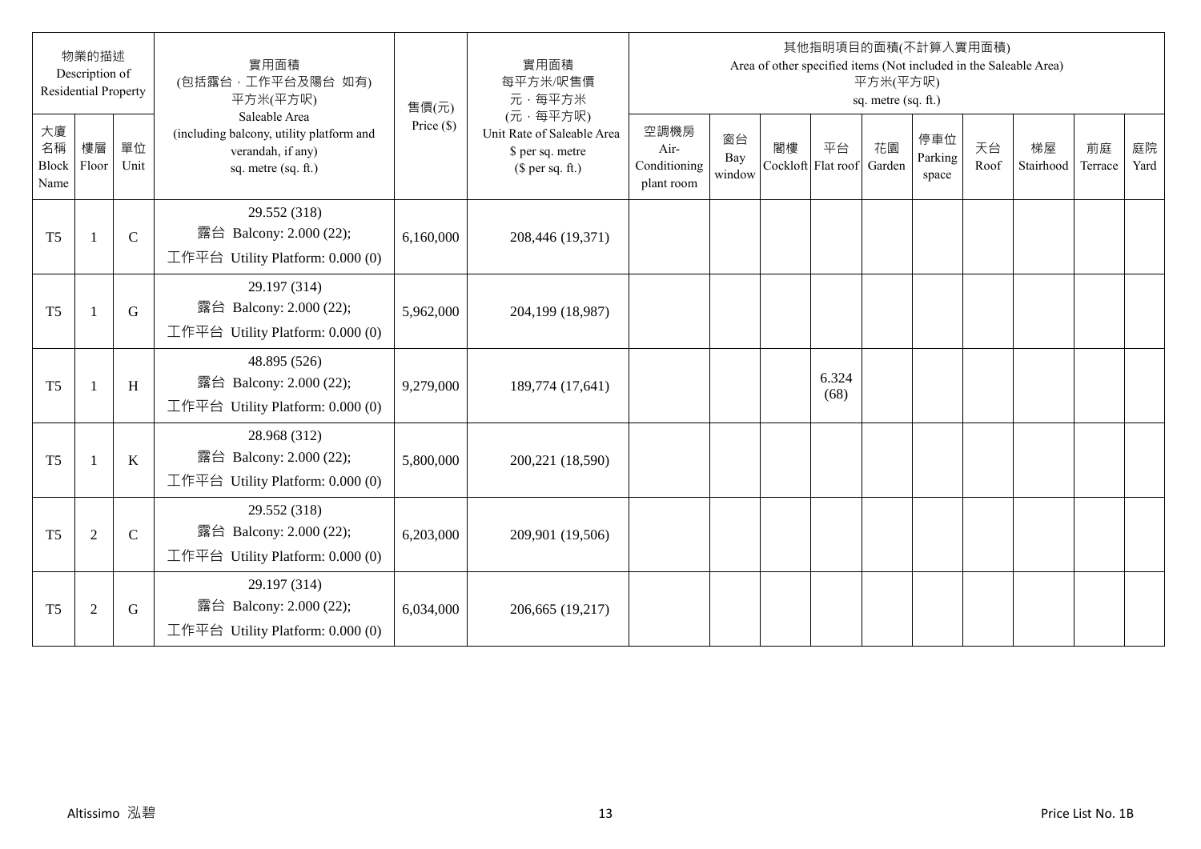| 物業的描述 Description of Residential Property | | | 實用面積 (包括露台,工作平台及陽台 如有) 平方米(平方呎) Saleable Area (including balcony, utility platform and verandah, if any) sq. metre (sq. ft.) | 售價(元) Price ($) | 實用面積 每平方米/呎售價 元,每平方米 (元,每平方呎) Unit Rate of Saleable Area $ per sq. metre ($ per sq. ft.) | 其他指明項目的面積(不計算入實用面積) Area of other specified items (Not included in the Saleable Area) 平方米(平方呎) sq. metre (sq. ft.) | | | | | | | | | |
|---|---|---|---|---|---|---|---|---|---|---|---|---|---|---|---|
| 大廈名稱 Block Name | 樓層 Floor | 單位 Unit | | | | 空調機房 Air-Conditioning plant room | 窗台 Bay window | 閣樓 Cockloft | 平台 Flat roof | 花園 Garden | 停車位 Parking space | 天台 Roof | 梯屋 Stairhood | 前庭 Terrace | 庭院 Yard |
| T5 | 1 | C | 29.552 (318) 露台 Balcony: 2.000 (22); 工作平台 Utility Platform: 0.000 (0) | 6,160,000 | 208,446 (19,371) | | | | | | | | | | |
| T5 | 1 | G | 29.197 (314) 露台 Balcony: 2.000 (22); 工作平台 Utility Platform: 0.000 (0) | 5,962,000 | 204,199 (18,987) | | | | | | | | | | |
| T5 | 1 | H | 48.895 (526) 露台 Balcony: 2.000 (22); 工作平台 Utility Platform: 0.000 (0) | 9,279,000 | 189,774 (17,641) | | | | 6.324 (68) | | | | | | |
| T5 | 1 | K | 28.968 (312) 露台 Balcony: 2.000 (22); 工作平台 Utility Platform: 0.000 (0) | 5,800,000 | 200,221 (18,590) | | | | | | | | | | |
| T5 | 2 | C | 29.552 (318) 露台 Balcony: 2.000 (22); 工作平台 Utility Platform: 0.000 (0) | 6,203,000 | 209,901 (19,506) | | | | | | | | | | |
| T5 | 2 | G | 29.197 (314) 露台 Balcony: 2.000 (22); 工作平台 Utility Platform: 0.000 (0) | 6,034,000 | 206,665 (19,217) | | | | | | | | | | |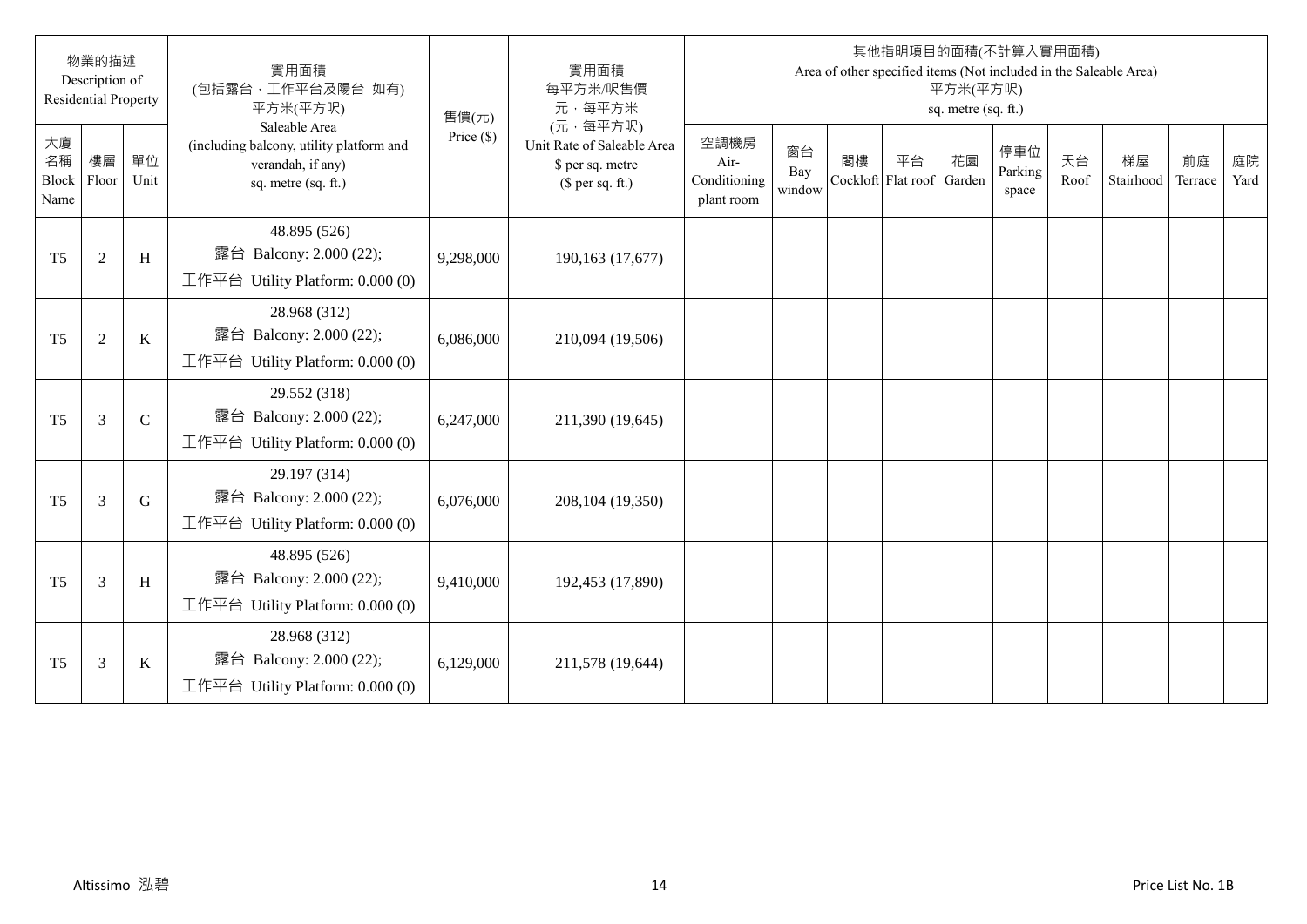| 物業的描述 Description of Residential Property | | | 實用面積 (包括露台，工作平台及陽台 如有) 平方米(平方呎) Saleable Area (including balcony, utility platform and verandah, if any) sq. metre (sq. ft.) | 售價(元) Price ($) | 實用面積 每平方米/呎售價 元，每平方米 (元，每平方呎) Unit Rate of Saleable Area $ per sq. metre ($ per sq. ft.) | 其他指明項目的面積(不計算入實用面積) Area of other specified items (Not included in the Saleable Area) 平方米(平方呎) sq. metre (sq. ft.) | | | | | | | | | |
|---|---|---|---|---|---|---|---|---|---|---|---|---|---|---|---|
| 大廈名稱 Block Name | 樓層 Floor | 單位 Unit | | | | 空調機房 Air-Conditioning plant room | 窗台 Bay window | 閣樓 Cockloft | 平台 Flat roof | 花園 Garden | 停車位 Parking space | 天台 Roof | 梯屋 Stairhood | 前庭 Terrace | 庭院 Yard |
| T5 | 2 | H | 48.895 (526) 露台 Balcony: 2.000 (22); 工作平台 Utility Platform: 0.000 (0) | 9,298,000 | 190,163 (17,677) | | | | | | | | | | |
| T5 | 2 | K | 28.968 (312) 露台 Balcony: 2.000 (22); 工作平台 Utility Platform: 0.000 (0) | 6,086,000 | 210,094 (19,506) | | | | | | | | | | |
| T5 | 3 | C | 29.552 (318) 露台 Balcony: 2.000 (22); 工作平台 Utility Platform: 0.000 (0) | 6,247,000 | 211,390 (19,645) | | | | | | | | | | |
| T5 | 3 | G | 29.197 (314) 露台 Balcony: 2.000 (22); 工作平台 Utility Platform: 0.000 (0) | 6,076,000 | 208,104 (19,350) | | | | | | | | | | |
| T5 | 3 | H | 48.895 (526) 露台 Balcony: 2.000 (22); 工作平台 Utility Platform: 0.000 (0) | 9,410,000 | 192,453 (17,890) | | | | | | | | | | |
| T5 | 3 | K | 28.968 (312) 露台 Balcony: 2.000 (22); 工作平台 Utility Platform: 0.000 (0) | 6,129,000 | 211,578 (19,644) | | | | | | | | | | |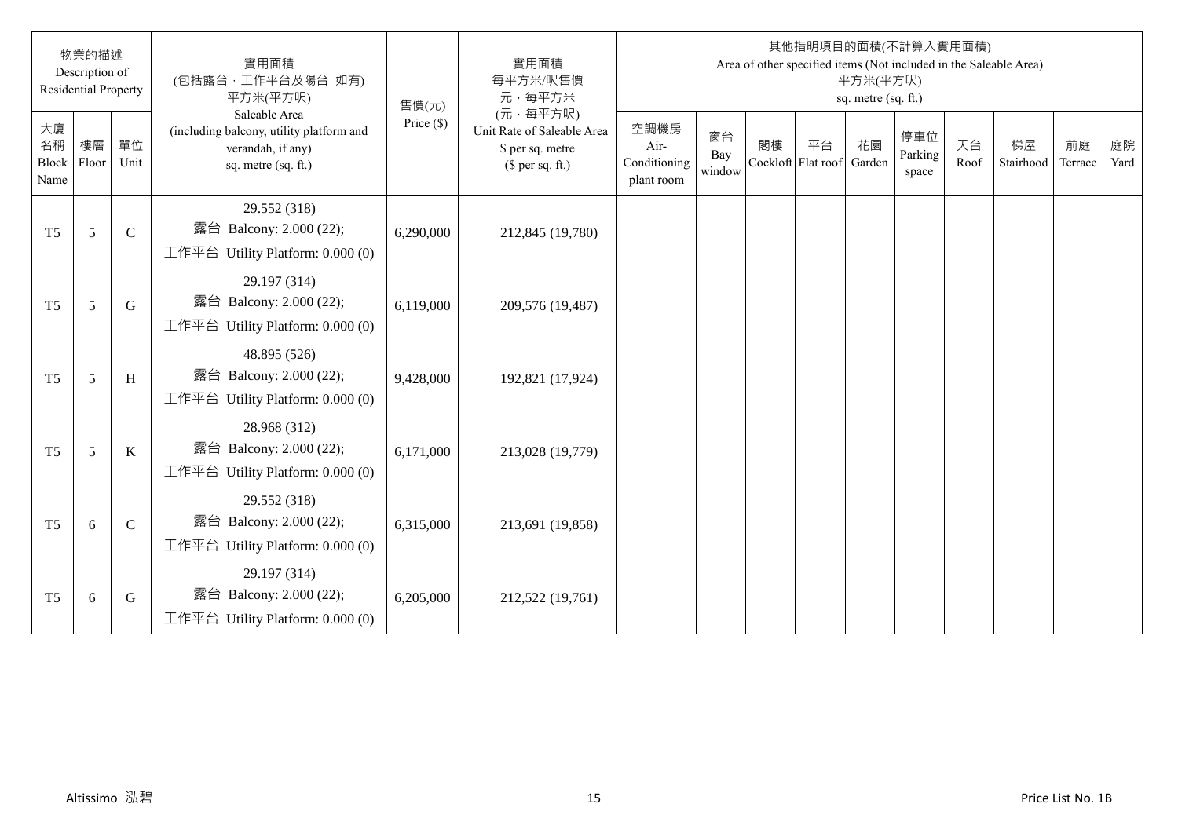| 物業的描述 Description of Residential Property | | | 實用面積 (包括露台，工作平台及陽台 如有) 平方米(平方呎) Saleable Area (including balcony, utility platform and verandah, if any) sq. metre (sq. ft.) | 售價(元) Price ($) | 實用面積 每平方米/呎售價 元，每平方米 (元，每平方呎) Unit Rate of Saleable Area $ per sq. metre ($ per sq. ft.) | 其他指明項目的面積(不計算入實用面積) Area of other specified items (Not included in the Saleable Area) 平方米(平方呎) sq. metre (sq. ft.) | | | | | | | | | |
|---|---|---|---|---|---|---|---|---|---|---|---|---|---|---|---|
| 大廈名稱 Block Name | 樓層 Floor | 單位 Unit | | | | 空調機房 Air-Conditioning plant room | 窗台 Bay window | 閣樓 Cockloft | 平台 Flat roof | 花園 Garden | 停車位 Parking space | 天台 Roof | 梯屋 Stairhood | 前庭 Terrace | 庭院 Yard |
| T5 | 5 | C | 29.552 (318) 露台 Balcony: 2.000 (22); 工作平台 Utility Platform: 0.000 (0) | 6,290,000 | 212,845 (19,780) | | | | | | | | | | |
| T5 | 5 | G | 29.197 (314) 露台 Balcony: 2.000 (22); 工作平台 Utility Platform: 0.000 (0) | 6,119,000 | 209,576 (19,487) | | | | | | | | | | |
| T5 | 5 | H | 48.895 (526) 露台 Balcony: 2.000 (22); 工作平台 Utility Platform: 0.000 (0) | 9,428,000 | 192,821 (17,924) | | | | | | | | | | |
| T5 | 5 | K | 28.968 (312) 露台 Balcony: 2.000 (22); 工作平台 Utility Platform: 0.000 (0) | 6,171,000 | 213,028 (19,779) | | | | | | | | | | |
| T5 | 6 | C | 29.552 (318) 露台 Balcony: 2.000 (22); 工作平台 Utility Platform: 0.000 (0) | 6,315,000 | 213,691 (19,858) | | | | | | | | | | |
| T5 | 6 | G | 29.197 (314) 露台 Balcony: 2.000 (22); 工作平台 Utility Platform: 0.000 (0) | 6,205,000 | 212,522 (19,761) | | | | | | | | | | |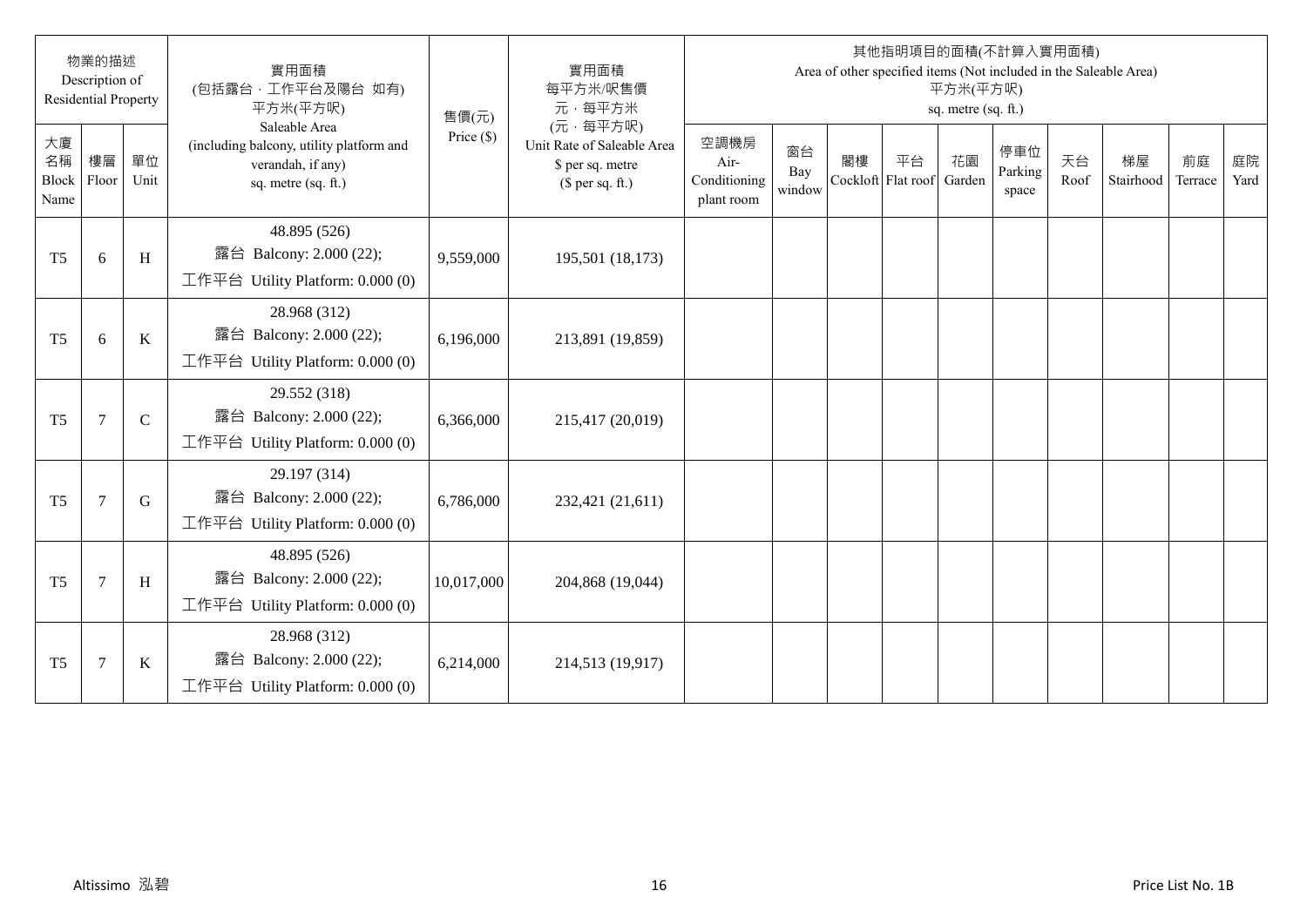| 物業的描述 Description of Residential Property | | | 實用面積 (包括露台，工作平台及陽台 如有) 平方米(平方呎) Saleable Area (including balcony, utility platform and verandah, if any) sq. metre (sq. ft.) | 售價(元) Price ($) | 實用面積 每平方米/呎售價 元，每平方米 (元，每平方呎) Unit Rate of Saleable Area $ per sq. metre ($ per sq. ft.) | 其他指明項目的面積(不計算入實用面積) Area of other specified items (Not included in the Saleable Area) 平方米(平方呎) sq. metre (sq. ft.) | | | | | | | | | |
|---|---|---|---|---|---|---|---|---|---|---|---|---|---|---|---|
| 大廈名稱 Block Name | 樓層 Floor | 單位 Unit | | | | 空調機房 Air-Conditioning plant room | 窗台 Bay window | 閣樓 Cockloft | 平台 Flat roof | 花園 Garden | 停車位 Parking space | 天台 Roof | 梯屋 Stairhood | 前庭 Terrace | 庭院 Yard |
| T5 | 6 | H | 48.895 (526)<br>露台 Balcony: 2.000 (22);<br>工作平台 Utility Platform: 0.000 (0) | 9,559,000 | 195,501 (18,173) | | | | | | | | | | |
| T5 | 6 | K | 28.968 (312)<br>露台 Balcony: 2.000 (22);<br>工作平台 Utility Platform: 0.000 (0) | 6,196,000 | 213,891 (19,859) | | | | | | | | | | |
| T5 | 7 | C | 29.552 (318)<br>露台 Balcony: 2.000 (22);<br>工作平台 Utility Platform: 0.000 (0) | 6,366,000 | 215,417 (20,019) | | | | | | | | | | |
| T5 | 7 | G | 29.197 (314)<br>露台 Balcony: 2.000 (22);<br>工作平台 Utility Platform: 0.000 (0) | 6,786,000 | 232,421 (21,611) | | | | | | | | | | |
| T5 | 7 | H | 48.895 (526)<br>露台 Balcony: 2.000 (22);<br>工作平台 Utility Platform: 0.000 (0) | 10,017,000 | 204,868 (19,044) | | | | | | | | | | |
| T5 | 7 | K | 28.968 (312)<br>露台 Balcony: 2.000 (22);<br>工作平台 Utility Platform: 0.000 (0) | 6,214,000 | 214,513 (19,917) | | | | | | | | | | |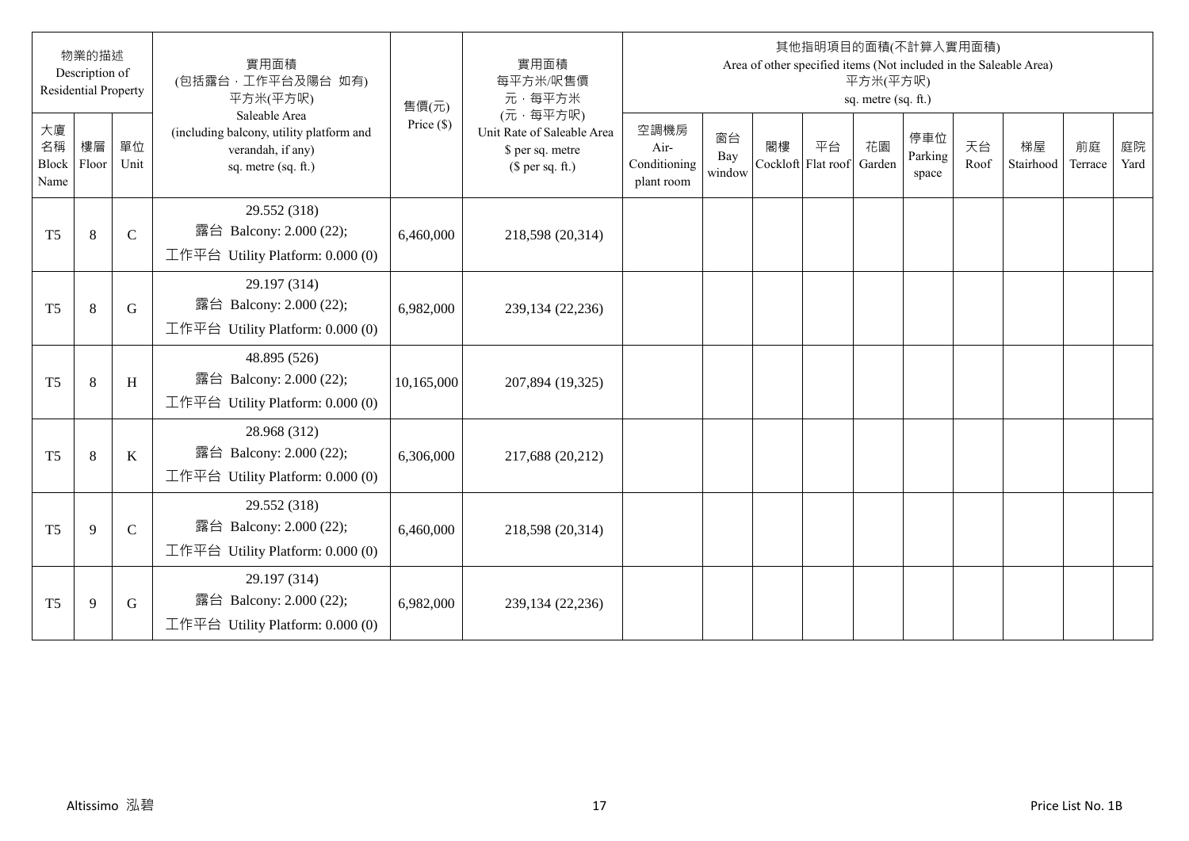| 物業的描述 Description of Residential Property | | | 實用面積 (包括露台，工作平台及陽台 如有) 平方米(平方呎) Saleable Area (including balcony, utility platform and verandah, if any) sq. metre (sq. ft.) | 售價(元) Price ($) | 實用面積 每平方米/呎售價 元，每平方米 (元，每平方呎) Unit Rate of Saleable Area $ per sq. metre ($ per sq. ft.) | 其他指明項目的面積(不計算入實用面積) Area of other specified items (Not included in the Saleable Area) 平方米(平方呎) sq. metre (sq. ft.) | | | | | | | | | |
|---|---|---|---|---|---|---|---|---|---|---|---|---|---|---|---|
| 大廈名稱 Block Name | 樓層 Floor | 單位 Unit | | | | 空調機房 Air-Conditioning plant room | 窗台 Bay window | 閣樓 Cockloft | 平台 Flat roof | 花園 Garden | 停車位 Parking space | 天台 Roof | 梯屋 Stairhood | 前庭 Terrace | 庭院 Yard |
| T5 | 8 | C | 29.552 (318) 露台 Balcony: 2.000 (22); 工作平台 Utility Platform: 0.000 (0) | 6,460,000 | 218,598 (20,314) | | | | | | | | | | |
| T5 | 8 | G | 29.197 (314) 露台 Balcony: 2.000 (22); 工作平台 Utility Platform: 0.000 (0) | 6,982,000 | 239,134 (22,236) | | | | | | | | | | |
| T5 | 8 | H | 48.895 (526) 露台 Balcony: 2.000 (22); 工作平台 Utility Platform: 0.000 (0) | 10,165,000 | 207,894 (19,325) | | | | | | | | | | |
| T5 | 8 | K | 28.968 (312) 露台 Balcony: 2.000 (22); 工作平台 Utility Platform: 0.000 (0) | 6,306,000 | 217,688 (20,212) | | | | | | | | | | |
| T5 | 9 | C | 29.552 (318) 露台 Balcony: 2.000 (22); 工作平台 Utility Platform: 0.000 (0) | 6,460,000 | 218,598 (20,314) | | | | | | | | | | |
| T5 | 9 | G | 29.197 (314) 露台 Balcony: 2.000 (22); 工作平台 Utility Platform: 0.000 (0) | 6,982,000 | 239,134 (22,236) | | | | | | | | | | |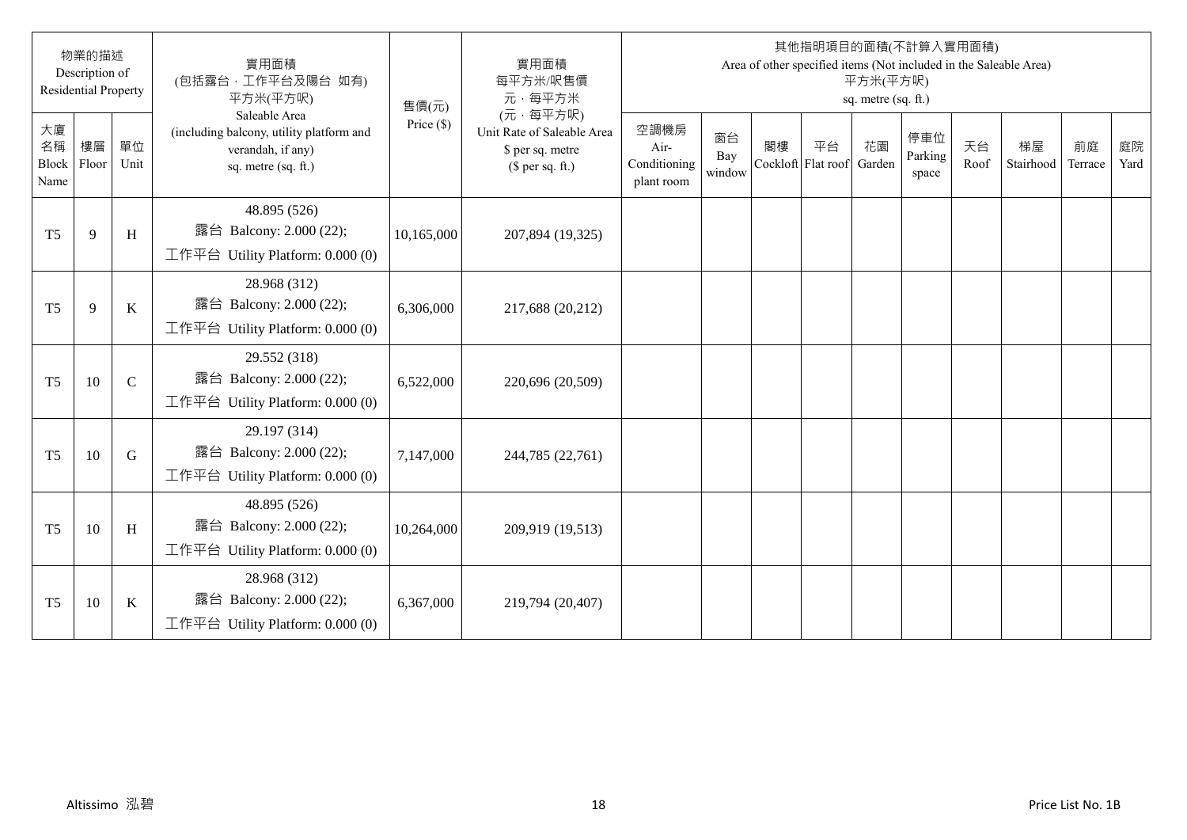| 物業的描述 Description of Residential Property | | | 實用面積 (包括露台，工作平台及陽台 如有) 平方米(平方呎) Saleable Area (including balcony, utility platform and verandah, if any) sq. metre (sq. ft.) | 售價(元) Price ($) | 實用面積 每平方米/呎售價 元，每平方米 (元，每平方呎) Unit Rate of Saleable Area $ per sq. metre ($ per sq. ft.) | 其他指明項目的面積(不計算入實用面積) Area of other specified items (Not included in the Saleable Area) 平方米(平方呎) sq. metre (sq. ft.) | | | | | | | | | |
|---|---|---|---|---|---|---|---|---|---|---|---|---|---|---|---|
| 大廈名稱 Block Name | 樓層 Floor | 單位 Unit | | | | 空調機房 Air-Conditioning plant room | 窗台 Bay window | 閣樓 Cockloft | 平台 Flat roof | 花園 Garden | 停車位 Parking space | 天台 Roof | 梯屋 Stairhood | 前庭 Terrace | 庭院 Yard |
| T5 | 9 | H | 48.895 (526) 露台 Balcony: 2.000 (22); 工作平台 Utility Platform: 0.000 (0) | 10,165,000 | 207,894 (19,325) | | | | | | | | | | |
| T5 | 9 | K | 28.968 (312) 露台 Balcony: 2.000 (22); 工作平台 Utility Platform: 0.000 (0) | 6,306,000 | 217,688 (20,212) | | | | | | | | | | |
| T5 | 10 | C | 29.552 (318) 露台 Balcony: 2.000 (22); 工作平台 Utility Platform: 0.000 (0) | 6,522,000 | 220,696 (20,509) | | | | | | | | | | |
| T5 | 10 | G | 29.197 (314) 露台 Balcony: 2.000 (22); 工作平台 Utility Platform: 0.000 (0) | 7,147,000 | 244,785 (22,761) | | | | | | | | | | |
| T5 | 10 | H | 48.895 (526) 露台 Balcony: 2.000 (22); 工作平台 Utility Platform: 0.000 (0) | 10,264,000 | 209,919 (19,513) | | | | | | | | | | |
| T5 | 10 | K | 28.968 (312) 露台 Balcony: 2.000 (22); 工作平台 Utility Platform: 0.000 (0) | 6,367,000 | 219,794 (20,407) | | | | | | | | | | |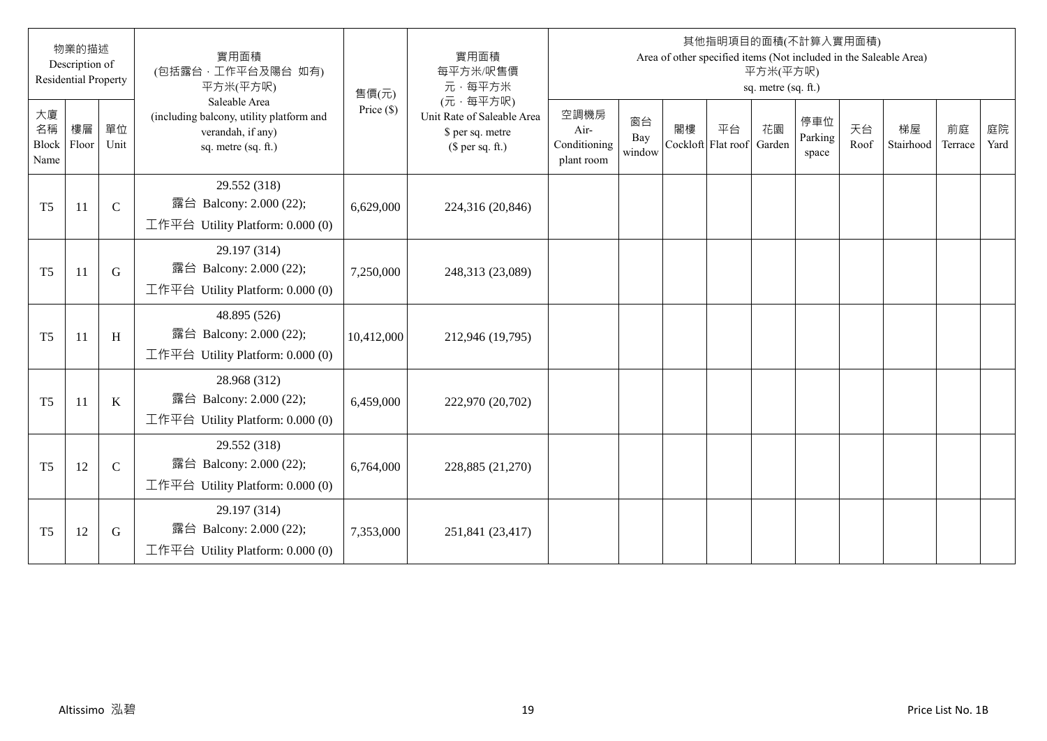| 物業的描述 Description of Residential Property | | | 實用面積 (包括露台．工作平台及陽台 如有) 平方米(平方呎) Saleable Area (including balcony, utility platform and verandah, if any) sq. metre (sq. ft.) | 售價(元) Price ($) | 實用面積 每平方米/呎售價 元．每平方米 (元．每平方呎) Unit Rate of Saleable Area $ per sq. metre ($ per sq. ft.) | 其他指明項目的面積(不計算入實用面積) Area of other specified items (Not included in the Saleable Area) 平方米(平方呎) sq. metre (sq. ft.) | | | | | | | | | |
|---|---|---|---|---|---|---|---|---|---|---|---|---|---|---|---|
| 大廈名稱 Block Name | 樓層 Floor | 單位 Unit | | | | 空調機房 Air-Conditioning plant room | 窗台 Bay window | 閣樓 Cockloft | 平台 Flat roof | 花園 Garden | 停車位 Parking space | 天台 Roof | 梯屋 Stairhood | 前庭 Terrace | 庭院 Yard |
| T5 | 11 | C | 29.552 (318) 露台 Balcony: 2.000 (22); 工作平台 Utility Platform: 0.000 (0) | 6,629,000 | 224,316 (20,846) | | | | | | | | | | |
| T5 | 11 | G | 29.197 (314) 露台 Balcony: 2.000 (22); 工作平台 Utility Platform: 0.000 (0) | 7,250,000 | 248,313 (23,089) | | | | | | | | | | |
| T5 | 11 | H | 48.895 (526) 露台 Balcony: 2.000 (22); 工作平台 Utility Platform: 0.000 (0) | 10,412,000 | 212,946 (19,795) | | | | | | | | | | |
| T5 | 11 | K | 28.968 (312) 露台 Balcony: 2.000 (22); 工作平台 Utility Platform: 0.000 (0) | 6,459,000 | 222,970 (20,702) | | | | | | | | | | |
| T5 | 12 | C | 29.552 (318) 露台 Balcony: 2.000 (22); 工作平台 Utility Platform: 0.000 (0) | 6,764,000 | 228,885 (21,270) | | | | | | | | | | |
| T5 | 12 | G | 29.197 (314) 露台 Balcony: 2.000 (22); 工作平台 Utility Platform: 0.000 (0) | 7,353,000 | 251,841 (23,417) | | | | | | | | | | |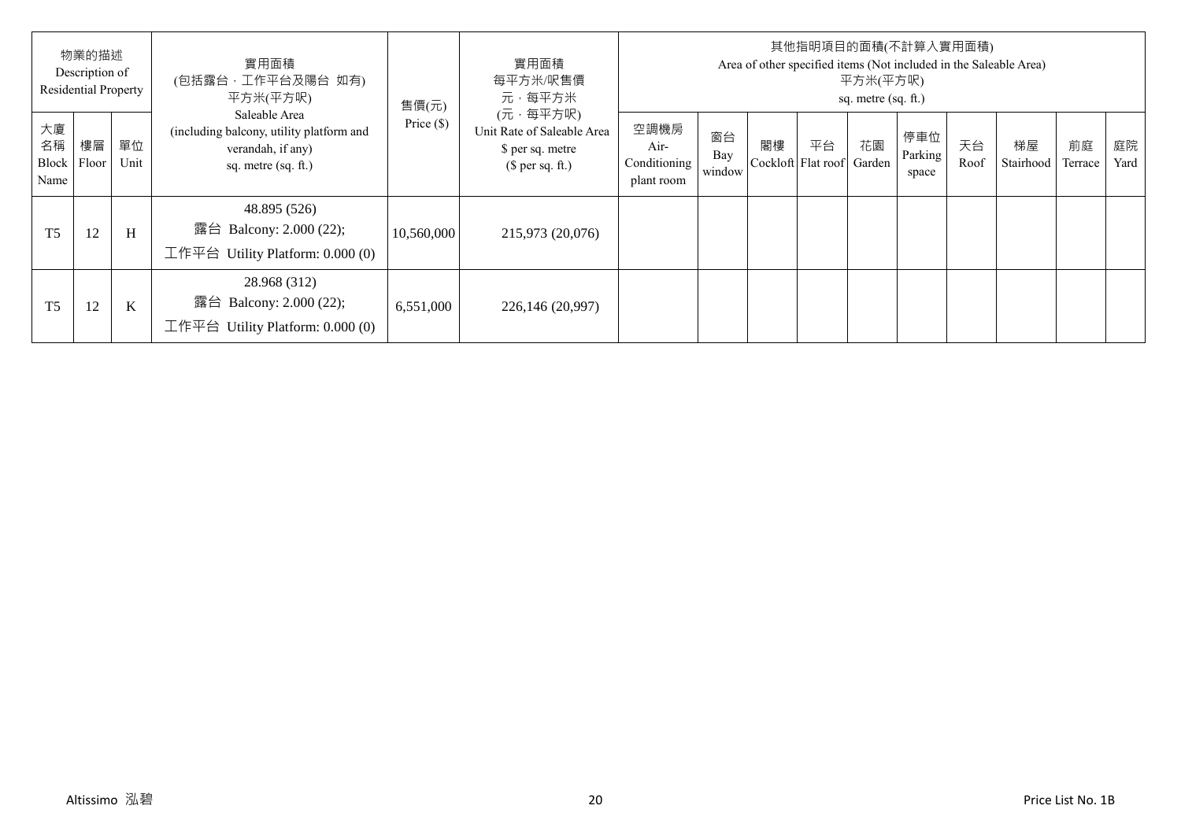| 物業的描述 Description of Residential Property | | | 實用面積 (包括露台，工作平台及陽台 如有) 平方米(平方呎) Saleable Area (including balcony, utility platform and verandah, if any) sq. metre (sq. ft.) | 售價(元) Price ($) | 實用面積 每平方米/呎售價 元，每平方米 (元，每平方呎) Unit Rate of Saleable Area $ per sq. metre ($ per sq. ft.) | 其他指明項目的面積(不計算入實用面積) Area of other specified items (Not included in the Saleable Area) 平方米(平方呎) sq. metre (sq. ft.) | | | | | | | | | |
|---|---|---|---|---|---|---|---|---|---|---|---|---|---|---|---|
| 大廈名稱 Block Name | 樓層 Floor | 單位 Unit | | | | 空調機房 Air-Conditioning plant room | 窗台 Bay window | 閣樓 Cockloft | 平台 Flat roof | 花園 Garden | 停車位 Parking space | 天台 Roof | 梯屋 Stairhood | 前庭 Terrace | 庭院 Yard |
| T5 | 12 | H | 48.895 (526) 露台 Balcony: 2.000 (22); 工作平台 Utility Platform: 0.000 (0) | 10,560,000 | 215,973 (20,076) | | | | | | | | | | |
| T5 | 12 | K | 28.968 (312) 露台 Balcony: 2.000 (22); 工作平台 Utility Platform: 0.000 (0) | 6,551,000 | 226,146 (20,997) | | | | | | | | | | |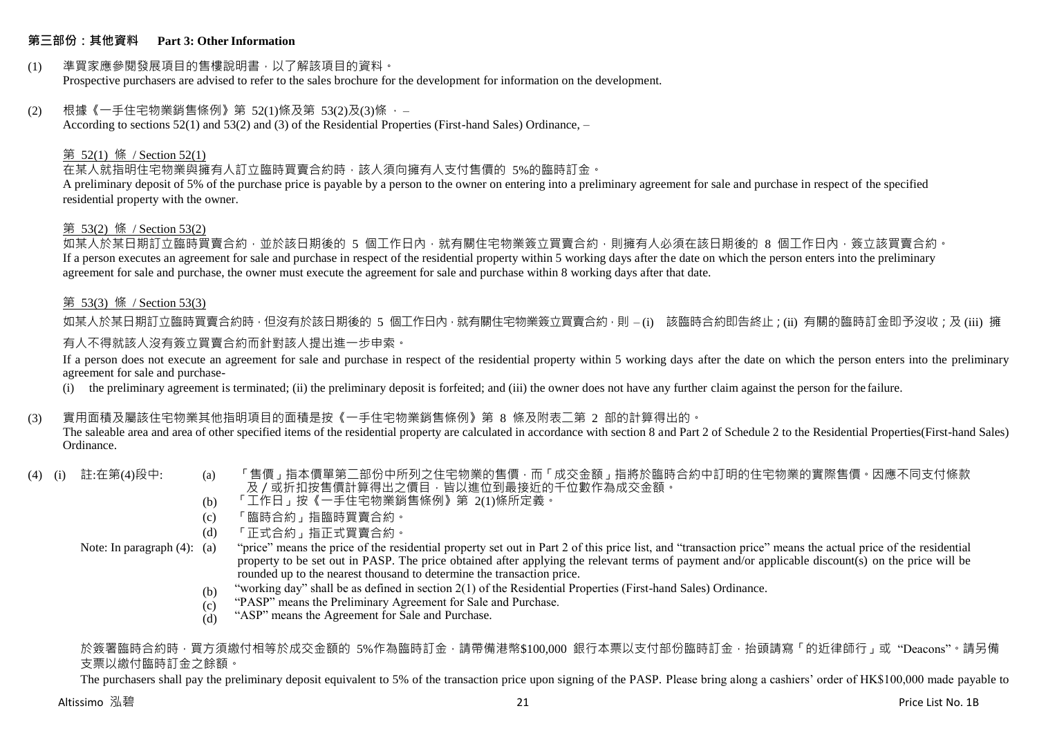## 第三部份：其他資料　Part 3: Other Information

(1) 準買家應參閱發展項目的售樓說明書，以了解該項目的資料。
Prospective purchasers are advised to refer to the sales brochure for the development for information on the development.

(2) 根據《一手住宅物業銷售條例》第 52(1)條及第 53(2)及(3)條，–
According to sections 52(1) and 53(2) and (3) of the Residential Properties (First-hand Sales) Ordinance, –

第 52(1) 條 / Section 52(1)

在某人就指明住宅物業與擁有人訂立臨時買賣合約時，該人須向擁有人支付售價的 5%的臨時訂金。
A preliminary deposit of 5% of the purchase price is payable by a person to the owner on entering into a preliminary agreement for sale and purchase in respect of the specified residential property with the owner.

第 53(2) 條 / Section 53(2)

如某人於某日期訂立臨時買賣合約，並於該日期後的 5 個工作日內，就有關住宅物業簽立買賣合約，則擁有人必須在該日期後的 8 個工作日內，簽立該買賣合約。
If a person executes an agreement for sale and purchase in respect of the residential property within 5 working days after the date on which the person enters into the preliminary agreement for sale and purchase, the owner must execute the agreement for sale and purchase within 8 working days after that date.

第 53(3) 條 / Section 53(3)

如某人於某日期訂立臨時買賣合約時，但沒有於該日期後的 5 個工作日內，就有關住宅物業簽立買賣合約，則 – (i) 該臨時合約即告終止；(ii) 有關的臨時訂金即予沒收；及 (iii) 擁有人不得就該人沒有簽立買賣合約而針對該人提出進一步申索。

If a person does not execute an agreement for sale and purchase in respect of the residential property within 5 working days after the date on which the person enters into the preliminary agreement for sale and purchase-

(i) the preliminary agreement is terminated; (ii) the preliminary deposit is forfeited; and (iii) the owner does not have any further claim against the person for the failure.

(3) 實用面積及屬該住宅物業其他指明項目的面積是按《一手住宅物業銷售條例》第 8 條及附表二第 2 部的計算得出的。
The saleable area and area of other specified items of the residential property are calculated in accordance with section 8 and Part 2 of Schedule 2 to the Residential Properties(First-hand Sales) Ordinance.

(4) (i) 註:在第(4)段中:

(a) 「售價」指本價單第二部份中所列之住宅物業的售價，而「成交金額」指將於臨時合約中訂明的住宅物業的實際售價。因應不同支付條款及／或折扣按售價計算得出之價目，皆以進位到最接近的千位數作為成交金額。
(b) 「工作日」按《一手住宅物業銷售條例》第 2(1)條所定義。
(c) 「臨時合約」指臨時買賣合約。
(d) 「正式合約」指正式買賣合約。

Note: In paragraph (4):

(a) "price" means the price of the residential property set out in Part 2 of this price list, and "transaction price" means the actual price of the residential property to be set out in PASP. The price obtained after applying the relevant terms of payment and/or applicable discount(s) on the price will be rounded up to the nearest thousand to determine the transaction price.
(b) "working day" shall be as defined in section 2(1) of the Residential Properties (First-hand Sales) Ordinance.
(c) "PASP" means the Preliminary Agreement for Sale and Purchase.
(d) "ASP" means the Agreement for Sale and Purchase.

於簽署臨時合約時，買方須繳付相等於成交金額的 5%作為臨時訂金，請帶備港幣$100,000 銀行本票以支付部份臨時訂金，抬頭請寫「的近律師行」或 "Deacons"。請另備支票以繳付臨時訂金之餘額。

The purchasers shall pay the preliminary deposit equivalent to 5% of the transaction price upon signing of the PASP. Please bring along a cashiers' order of HK$100,000 made payable to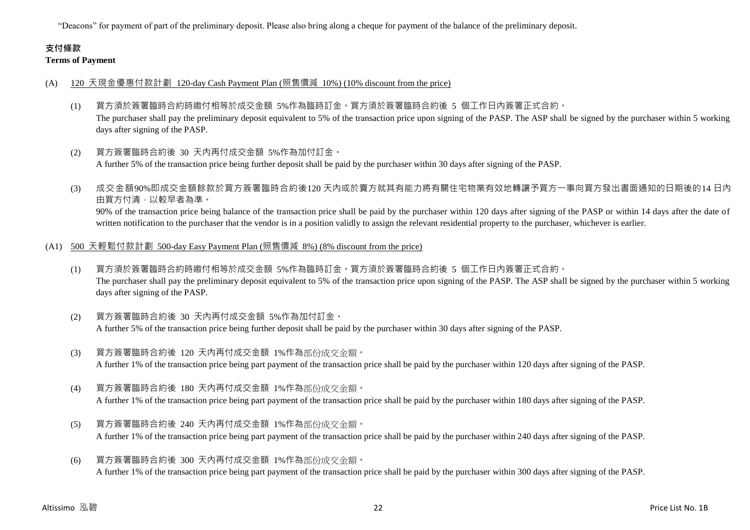“Deacons” for payment of part of the preliminary deposit. Please also bring along a cheque for payment of the balance of the preliminary deposit.

## 支付條款
**Terms of Payment**

(A) 120 天現金優惠付款計劃 120-day Cash Payment Plan (照售價減 10%) (10% discount from the price)

(1) 買方須於簽署臨時合約時繳付相等於成交金額 5%作為臨時訂金。買方須於簽署臨時合約後 5 個工作日內簽署正式合約。
The purchaser shall pay the preliminary deposit equivalent to 5% of the transaction price upon signing of the PASP. The ASP shall be signed by the purchaser within 5 working days after signing of the PASP.

(2) 買方簽署臨時合約後 30 天內再付成交金額 5%作為加付訂金。
A further 5% of the transaction price being further deposit shall be paid by the purchaser within 30 days after signing of the PASP.

(3) 成交金額90%即成交金額餘款於買方簽署臨時合約後120 天內或於賣方就其有能力將有關住宅物業有效地轉讓予買方一事向買方發出書面通知的日期後的14 日內由買方付清，以較早者為準。
90% of the transaction price being balance of the transaction price shall be paid by the purchaser within 120 days after signing of the PASP or within 14 days after the date of written notification to the purchaser that the vendor is in a position validly to assign the relevant residential property to the purchaser, whichever is earlier.

(A1) 500 天輕鬆付款計劃 500-day Easy Payment Plan (照售價減 8%) (8% discount from the price)

(1) 買方須於簽署臨時合約時繳付相等於成交金額 5%作為臨時訂金。買方須於簽署臨時合約後 5 個工作日內簽署正式合約。
The purchaser shall pay the preliminary deposit equivalent to 5% of the transaction price upon signing of the PASP. The ASP shall be signed by the purchaser within 5 working days after signing of the PASP.

(2) 買方簽署臨時合約後 30 天內再付成交金額 5%作為加付訂金。
A further 5% of the transaction price being further deposit shall be paid by the purchaser within 30 days after signing of the PASP.

(3) 買方簽署臨時合約後 120 天內再付成交金額 1%作為部份成交金額。
A further 1% of the transaction price being part payment of the transaction price shall be paid by the purchaser within 120 days after signing of the PASP.

(4) 買方簽署臨時合約後 180 天內再付成交金額 1%作為部份成交金額。
A further 1% of the transaction price being part payment of the transaction price shall be paid by the purchaser within 180 days after signing of the PASP.

(5) 買方簽署臨時合約後 240 天內再付成交金額 1%作為部份成交金額。
A further 1% of the transaction price being part payment of the transaction price shall be paid by the purchaser within 240 days after signing of the PASP.

(6) 買方簽署臨時合約後 300 天內再付成交金額 1%作為部份成交金額。
A further 1% of the transaction price being part payment of the transaction price shall be paid by the purchaser within 300 days after signing of the PASP.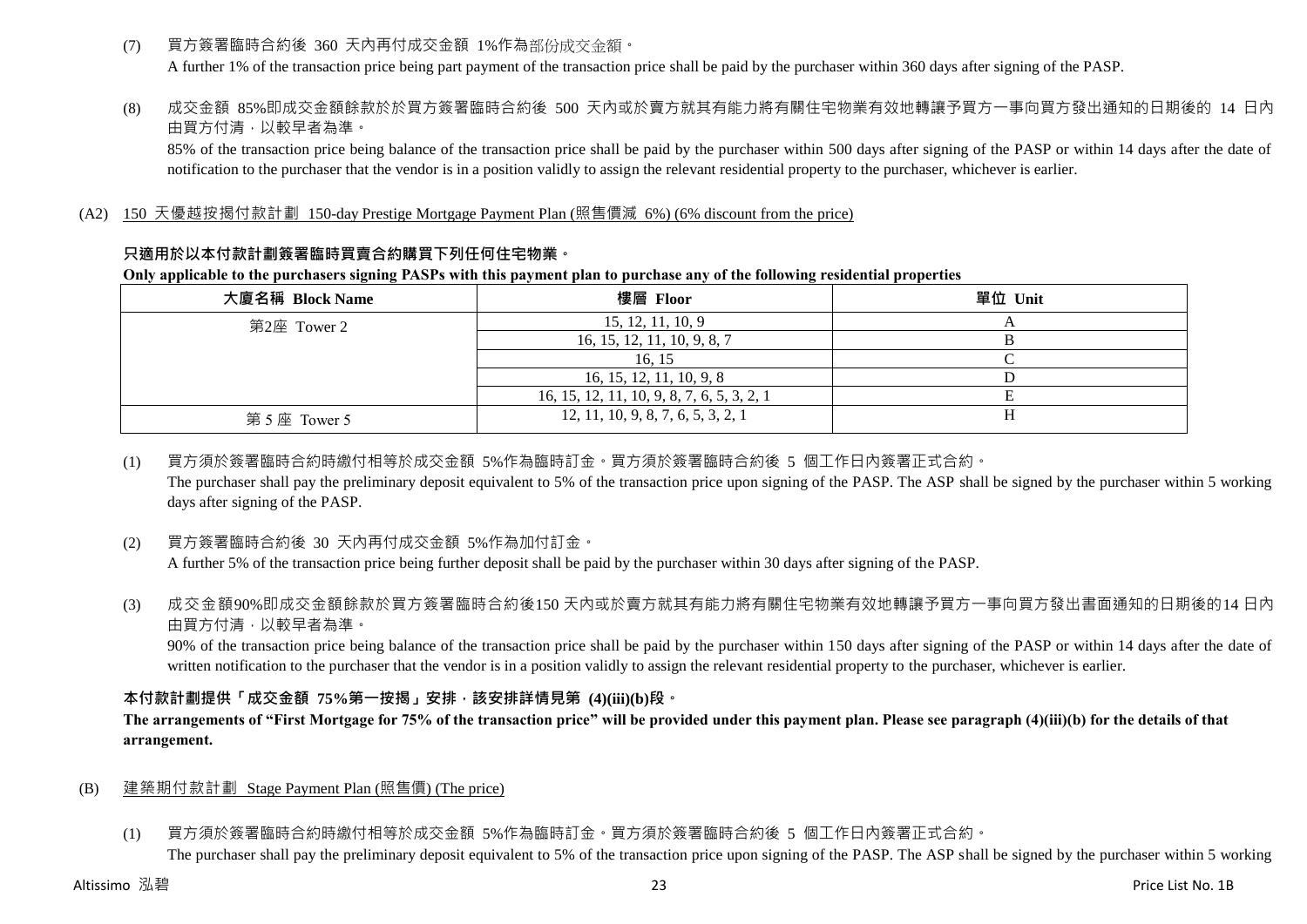(7) 買方簽署臨時合約後 360 天內再付成交金額 1%作為部份成交金額。

A further 1% of the transaction price being part payment of the transaction price shall be paid by the purchaser within 360 days after signing of the PASP.

(8) 成交金額 85%即成交金額餘款於於買方簽署臨時合約後 500 天內或於賣方就其有能力將有關住宅物業有效地轉讓予買方一事向買方發出通知的日期後的 14 日內由買方付清，以較早者為準。

85% of the transaction price being balance of the transaction price shall be paid by the purchaser within 500 days after signing of the PASP or within 14 days after the date of notification to the purchaser that the vendor is in a position validly to assign the relevant residential property to the purchaser, whichever is earlier.

(A2) 150 天優越按揭付款計劃 150-day Prestige Mortgage Payment Plan (照售價減 6%) (6% discount from the price)

**只適用於以本付款計劃簽署臨時買賣合約購買下列任何住宅物業。**

**Only applicable to the purchasers signing PASPs with this payment plan to purchase any of the following residential properties**

| 大廈名稱 Block Name | 樓層 Floor | 單位 Unit |
|---|---|---|
| 第2座 Tower 2 | 15, 12, 11, 10, 9 | A |
| | 16, 15, 12, 11, 10, 9, 8, 7 | B |
| | 16, 15 | C |
| | 16, 15, 12, 11, 10, 9, 8 | D |
| | 16, 15, 12, 11, 10, 9, 8, 7, 6, 5, 3, 2, 1 | E |
| 第 5 座 Tower 5 | 12, 11, 10, 9, 8, 7, 6, 5, 3, 2, 1 | H |

(1) 買方須於簽署臨時合約時繳付相等於成交金額 5%作為臨時訂金。買方須於簽署臨時合約後 5 個工作日內簽署正式合約。

The purchaser shall pay the preliminary deposit equivalent to 5% of the transaction price upon signing of the PASP. The ASP shall be signed by the purchaser within 5 working days after signing of the PASP.

(2) 買方簽署臨時合約後 30 天內再付成交金額 5%作為加付訂金。

A further 5% of the transaction price being further deposit shall be paid by the purchaser within 30 days after signing of the PASP.

(3) 成交金額90%即成交金額餘款於買方簽署臨時合約後150 天內或於賣方就其有能力將有關住宅物業有效地轉讓予買方一事向買方發出書面通知的日期後的14 日內由買方付清，以較早者為準。

90% of the transaction price being balance of the transaction price shall be paid by the purchaser within 150 days after signing of the PASP or within 14 days after the date of written notification to the purchaser that the vendor is in a position validly to assign the relevant residential property to the purchaser, whichever is earlier.

**本付款計劃提供「成交金額 75%第一按揭」安排，該安排詳情見第 (4)(iii)(b)段。**

**The arrangements of "First Mortgage for 75% of the transaction price" will be provided under this payment plan. Please see paragraph (4)(iii)(b) for the details of that arrangement.**

(B) 建築期付款計劃 Stage Payment Plan (照售價) (The price)

(1) 買方須於簽署臨時合約時繳付相等於成交金額 5%作為臨時訂金。買方須於簽署臨時合約後 5 個工作日內簽署正式合約。

The purchaser shall pay the preliminary deposit equivalent to 5% of the transaction price upon signing of the PASP. The ASP shall be signed by the purchaser within 5 working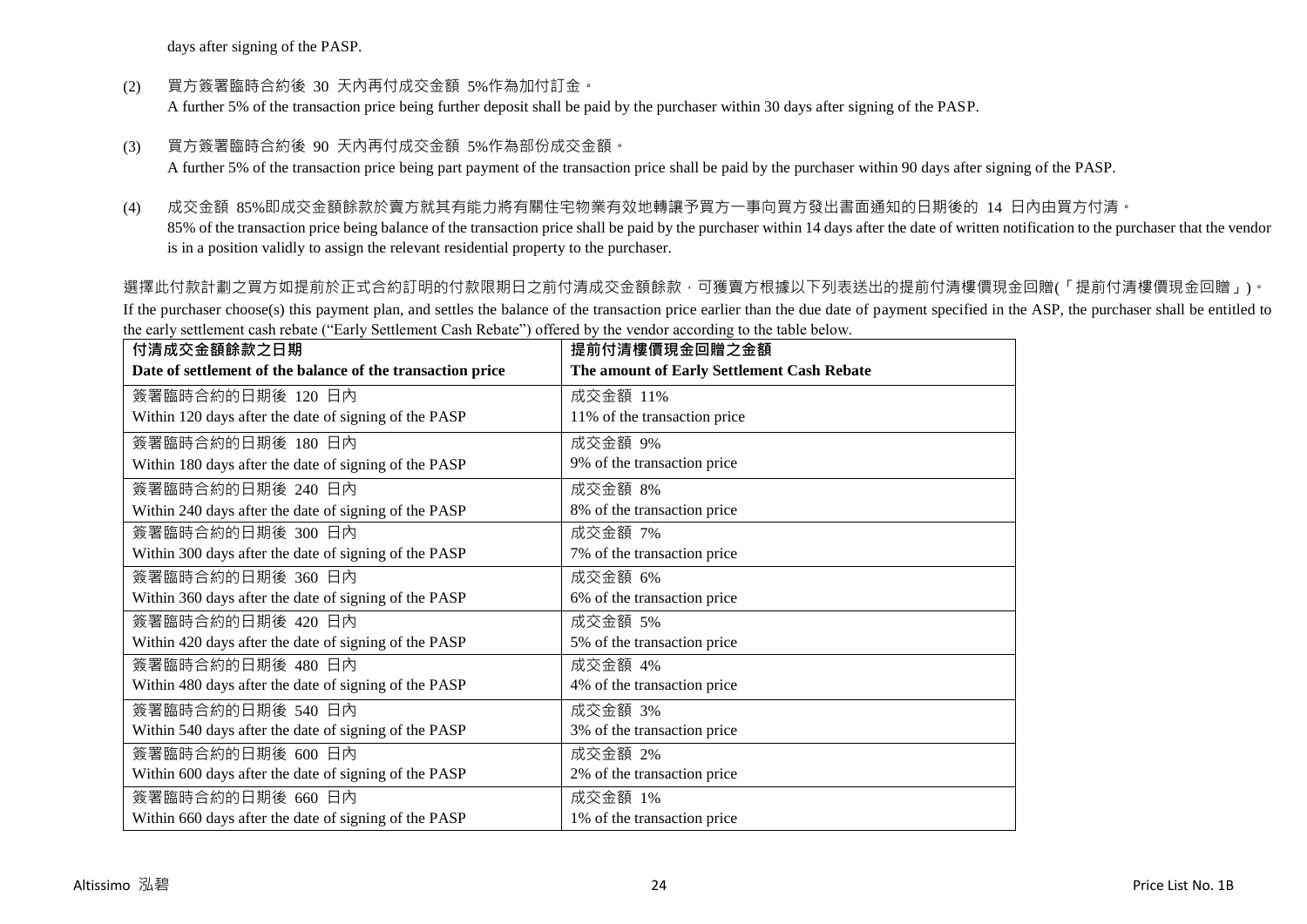days after signing of the PASP.

(2) 買方簽署臨時合約後 30 天內再付成交金額 5%作為加付訂金。
A further 5% of the transaction price being further deposit shall be paid by the purchaser within 30 days after signing of the PASP.

(3) 買方簽署臨時合約後 90 天內再付成交金額 5%作為部份成交金額。
A further 5% of the transaction price being part payment of the transaction price shall be paid by the purchaser within 90 days after signing of the PASP.

(4) 成交金額 85%即成交金額餘款於賣方就其有能力將有關住宅物業有效地轉讓予買方一事向買方發出書面通知的日期後的 14 日內由買方付清。
85% of the transaction price being balance of the transaction price shall be paid by the purchaser within 14 days after the date of written notification to the purchaser that the vendor is in a position validly to assign the relevant residential property to the purchaser.

選擇此付款計劃之買方如提前於正式合約訂明的付款限期日之前付清成交金額餘款，可獲賣方根據以下列表送出的提前付清樓價現金回贈(「提前付清樓價現金回贈」)。
If the purchaser choose(s) this payment plan, and settles the balance of the transaction price earlier than the due date of payment specified in the ASP, the purchaser shall be entitled to the early settlement cash rebate ("Early Settlement Cash Rebate") offered by the vendor according to the table below.

| **付清成交金額餘款之日期**<br>**Date of settlement of the balance of the transaction price** | **提前付清樓價現金回贈之金額**<br>**The amount of Early Settlement Cash Rebate** |
|---|---|
| 簽署臨時合約的日期後 120 日內<br>Within 120 days after the date of signing of the PASP | 成交金額 11%<br>11% of the transaction price |
| 簽署臨時合約的日期後 180 日內<br>Within 180 days after the date of signing of the PASP | 成交金額 9%<br>9% of the transaction price |
| 簽署臨時合約的日期後 240 日內<br>Within 240 days after the date of signing of the PASP | 成交金額 8%<br>8% of the transaction price |
| 簽署臨時合約的日期後 300 日內<br>Within 300 days after the date of signing of the PASP | 成交金額 7%<br>7% of the transaction price |
| 簽署臨時合約的日期後 360 日內<br>Within 360 days after the date of signing of the PASP | 成交金額 6%<br>6% of the transaction price |
| 簽署臨時合約的日期後 420 日內<br>Within 420 days after the date of signing of the PASP | 成交金額 5%<br>5% of the transaction price |
| 簽署臨時合約的日期後 480 日內<br>Within 480 days after the date of signing of the PASP | 成交金額 4%<br>4% of the transaction price |
| 簽署臨時合約的日期後 540 日內<br>Within 540 days after the date of signing of the PASP | 成交金額 3%<br>3% of the transaction price |
| 簽署臨時合約的日期後 600 日內<br>Within 600 days after the date of signing of the PASP | 成交金額 2%<br>2% of the transaction price |
| 簽署臨時合約的日期後 660 日內<br>Within 660 days after the date of signing of the PASP | 成交金額 1%<br>1% of the transaction price |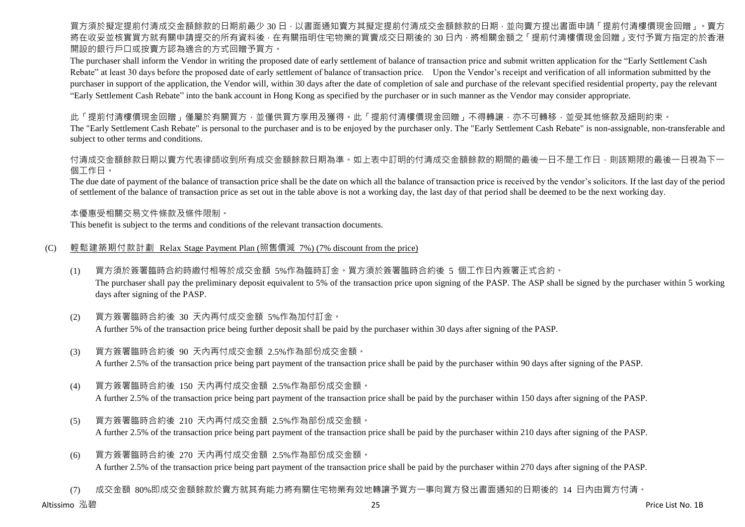買方須於擬定提前付清成交金額餘款的日期前最少 30 日，以書面通知賣方其擬定提前付清成交金額餘款的日期，並向賣方提出書面申請「提前付清樓價現金回贈」。賣方將在收妥並核實買方就有關申請提交的所有資料後，在有關指明住宅物業的買賣成交日期後的 30 日內，將相關金額之「提前付清樓價現金回贈」支付予買方指定的於香港開設的銀行戶口或按賣方認為適合的方式回贈予買方。

The purchaser shall inform the Vendor in writing the proposed date of early settlement of balance of transaction price and submit written application for the "Early Settlement Cash Rebate" at least 30 days before the proposed date of early settlement of balance of transaction price. Upon the Vendor's receipt and verification of all information submitted by the purchaser in support of the application, the Vendor will, within 30 days after the date of completion of sale and purchase of the relevant specified residential property, pay the relevant "Early Settlement Cash Rebate" into the bank account in Hong Kong as specified by the purchaser or in such manner as the Vendor may consider appropriate.

此「提前付清樓價現金回贈」僅屬於有關買方，並僅供買方享用及獲得。此「提前付清樓價現金回贈」不得轉讓，亦不可轉移，並受其他條款及細則約束。

The "Early Settlement Cash Rebate" is personal to the purchaser and is to be enjoyed by the purchaser only. The "Early Settlement Cash Rebate" is non-assignable, non-transferable and subject to other terms and conditions.

付清成交金額餘款日期以賣方代表律師收到所有成交金額餘款日期為準。如上表中訂明的付清成交金額餘款的期間的最後一日不是工作日，則該期限的最後一日視為下一個工作日。

The due date of payment of the balance of transaction price shall be the date on which all the balance of transaction price is received by the vendor's solicitors. If the last day of the period of settlement of the balance of transaction price as set out in the table above is not a working day, the last day of that period shall be deemed to be the next working day.

本優惠受相關交易文件條款及條件限制。

This benefit is subject to the terms and conditions of the relevant transaction documents.

(C) 輕鬆建築期付款計劃 Relax Stage Payment Plan (照售價減 7%) (7% discount from the price)

(1) 買方須於簽署臨時合約時繳付相等於成交金額 5%作為臨時訂金。買方須於簽署臨時合約後 5 個工作日內簽署正式合約。
The purchaser shall pay the preliminary deposit equivalent to 5% of the transaction price upon signing of the PASP. The ASP shall be signed by the purchaser within 5 working days after signing of the PASP.

(2) 買方簽署臨時合約後 30 天內再付成交金額 5%作為加付訂金。
A further 5% of the transaction price being further deposit shall be paid by the purchaser within 30 days after signing of the PASP.

(3) 買方簽署臨時合約後 90 天內再付成交金額 2.5%作為部份成交金額。
A further 2.5% of the transaction price being part payment of the transaction price shall be paid by the purchaser within 90 days after signing of the PASP.

(4) 買方簽署臨時合約後 150 天內再付成交金額 2.5%作為部份成交金額。
A further 2.5% of the transaction price being part payment of the transaction price shall be paid by the purchaser within 150 days after signing of the PASP.

(5) 買方簽署臨時合約後 210 天內再付成交金額 2.5%作為部份成交金額。
A further 2.5% of the transaction price being part payment of the transaction price shall be paid by the purchaser within 210 days after signing of the PASP.

(6) 買方簽署臨時合約後 270 天內再付成交金額 2.5%作為部份成交金額。
A further 2.5% of the transaction price being part payment of the transaction price shall be paid by the purchaser within 270 days after signing of the PASP.

(7) 成交金額 80%即成交金額餘款於賣方就其有能力將有關住宅物業有效地轉讓予買方一事向買方發出書面通知的日期後的 14 日內由買方付清。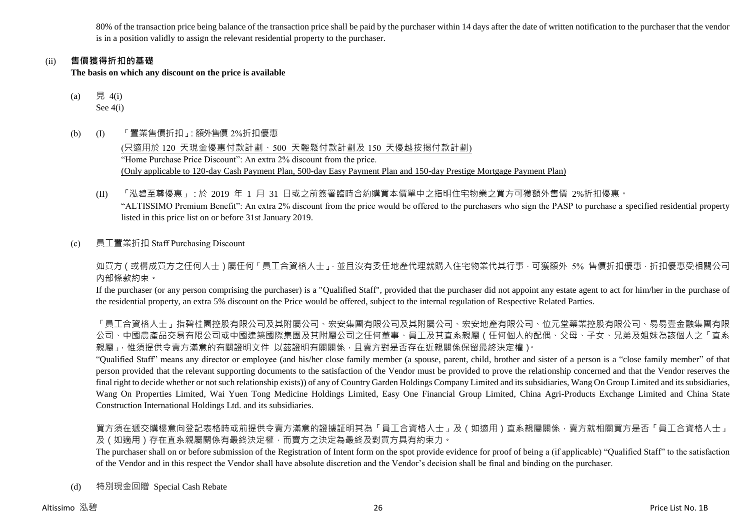80% of the transaction price being balance of the transaction price shall be paid by the purchaser within 14 days after the date of written notification to the purchaser that the vendor is in a position validly to assign the relevant residential property to the purchaser.

(ii) **售價獲得折扣的基礎**
**The basis on which any discount on the price is available**

(a) 見 4(i)
See 4(i)

(b) (I) 「置業售價折扣」: 額外售價 2%折扣優惠
(只適用於 120 天現金優惠付款計劃、500 天輕鬆付款計劃及 150 天優越按揭付款計劃)
"Home Purchase Price Discount": An extra 2% discount from the price.
(Only applicable to 120-day Cash Payment Plan, 500-day Easy Payment Plan and 150-day Prestige Mortgage Payment Plan)

(II) 「泓碧至尊優惠」: 於 2019 年 1 月 31 日或之前簽署臨時合約購買本價單中之指明住宅物業之買方可獲額外售價 2%折扣優惠。
"ALTISSIMO Premium Benefit": An extra 2% discount from the price would be offered to the purchasers who sign the PASP to purchase a specified residential property listed in this price list on or before 31st January 2019.

(c) 員工置業折扣 Staff Purchasing Discount

如買方(或構成買方之任何人士)屬任何「員工合資格人士」，並且沒有委任地產代理就購入住宅物業代其行事，可獲額外 5% 售價折扣優惠，折扣優惠受相關公司內部條款約束。

If the purchaser (or any person comprising the purchaser) is a "Qualified Staff", provided that the purchaser did not appoint any estate agent to act for him/her in the purchase of the residential property, an extra 5% discount on the Price would be offered, subject to the internal regulation of Respective Related Parties.

「員工合資格人士」指碧桂園控股有限公司及其附屬公司、宏安集團有限公司及其附屬公司、宏安地產有限公司、位元堂藥業控股有限公司、易易壹金融集團有限公司、中國農產品交易有限公司或中國建築國際集團及其附屬公司之任何董事、員工及其直系親屬(任何個人的配偶、父母、子女、兄弟及姐妹為該個人之「直系親屬」，惟須提供令賣方滿意的有關證明文件 以茲證明有關關係，且賣方對是否存在近親關係保留最終決定權)。

"Qualified Staff" means any director or employee (and his/her close family member (a spouse, parent, child, brother and sister of a person is a "close family member" of that person provided that the relevant supporting documents to the satisfaction of the Vendor must be provided to prove the relationship concerned and that the Vendor reserves the final right to decide whether or not such relationship exists)) of any of Country Garden Holdings Company Limited and its subsidiaries, Wang On Group Limited and its subsidiaries, Wang On Properties Limited, Wai Yuen Tong Medicine Holdings Limited, Easy One Financial Group Limited, China Agri-Products Exchange Limited and China State Construction International Holdings Ltd. and its subsidiaries.

買方須在遞交購樓意向登記表格時或前提供令賣方滿意的證據証明其為「員工合資格人士」及(如適用)直系親屬關係，賣方就相關買方是否「員工合資格人士」及(如適用)存在直系親屬關係有最終決定權，而賣方之決定為最終及對買方具有約束力。

The purchaser shall on or before submission of the Registration of Intent form on the spot provide evidence for proof of being a (if applicable) "Qualified Staff" to the satisfaction of the Vendor and in this respect the Vendor shall have absolute discretion and the Vendor's decision shall be final and binding on the purchaser.

(d) 特別現金回贈 Special Cash Rebate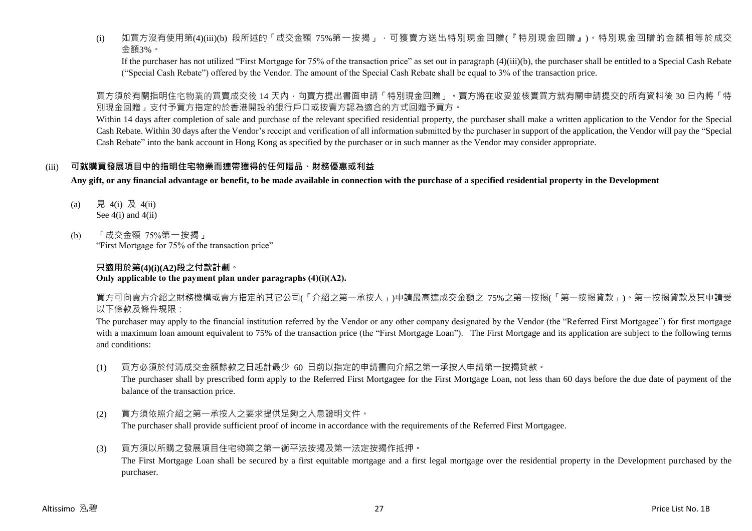(i) 如買方沒有使用第(4)(iii)(b) 段所述的「成交金額 75%第一按揭」，可獲賣方送出特別現金回贈(『特別現金回贈』)。特別現金回贈的金額相等於成交金額3%。

If the purchaser has not utilized "First Mortgage for 75% of the transaction price" as set out in paragraph (4)(iii)(b), the purchaser shall be entitled to a Special Cash Rebate ("Special Cash Rebate") offered by the Vendor. The amount of the Special Cash Rebate shall be equal to 3% of the transaction price.

買方須於有關指明住宅物業的買賣成交後 14 天內，向賣方提出書面申請「特別現金回贈」。賣方將在收妥並核實買方就有關申請提交的所有資料後 30 日內將「特別現金回贈」支付予買方指定的於香港開設的銀行戶口或按賣方認為適合的方式回贈予買方。

Within 14 days after completion of sale and purchase of the relevant specified residential property, the purchaser shall make a written application to the Vendor for the Special Cash Rebate. Within 30 days after the Vendor's receipt and verification of all information submitted by the purchaser in support of the application, the Vendor will pay the "Special Cash Rebate" into the bank account in Hong Kong as specified by the purchaser or in such manner as the Vendor may consider appropriate.

(iii) **可就購買發展項目中的指明住宅物業而連帶獲得的任何贈品、財務優惠或利益**

**Any gift, or any financial advantage or benefit, to be made available in connection with the purchase of a specified residential property in the Development**

(a) 見 4(i) 及 4(ii)
See 4(i) and 4(ii)

(b) 「成交金額 75%第一按揭」
"First Mortgage for 75% of the transaction price"

**只適用於第(4)(i)(A2)段之付款計劃。**
**Only applicable to the payment plan under paragraphs (4)(i)(A2).**

買方可向賣方介紹之財務機構或賣方指定的其它公司(「介紹之第一承按人」)申請最高達成交金額之 75%之第一按揭(「第一按揭貸款」)。第一按揭貸款及其申請受以下條款及條件規限：

The purchaser may apply to the financial institution referred by the Vendor or any other company designated by the Vendor (the "Referred First Mortgagee") for first mortgage with a maximum loan amount equivalent to 75% of the transaction price (the "First Mortgage Loan"). The First Mortgage and its application are subject to the following terms and conditions:

(1) 買方必須於付清成交金額餘款之日起計最少 60 日前以指定的申請書向介紹之第一承按人申請第一按揭貸款。
The purchaser shall by prescribed form apply to the Referred First Mortgagee for the First Mortgage Loan, not less than 60 days before the due date of payment of the balance of the transaction price.

(2) 買方須依照介紹之第一承按人之要求提供足夠之入息證明文件。
The purchaser shall provide sufficient proof of income in accordance with the requirements of the Referred First Mortgagee.

(3) 買方須以所購之發展項目住宅物業之第一衡平法按揭及第一法定按揭作抵押。
The First Mortgage Loan shall be secured by a first equitable mortgage and a first legal mortgage over the residential property in the Development purchased by the purchaser.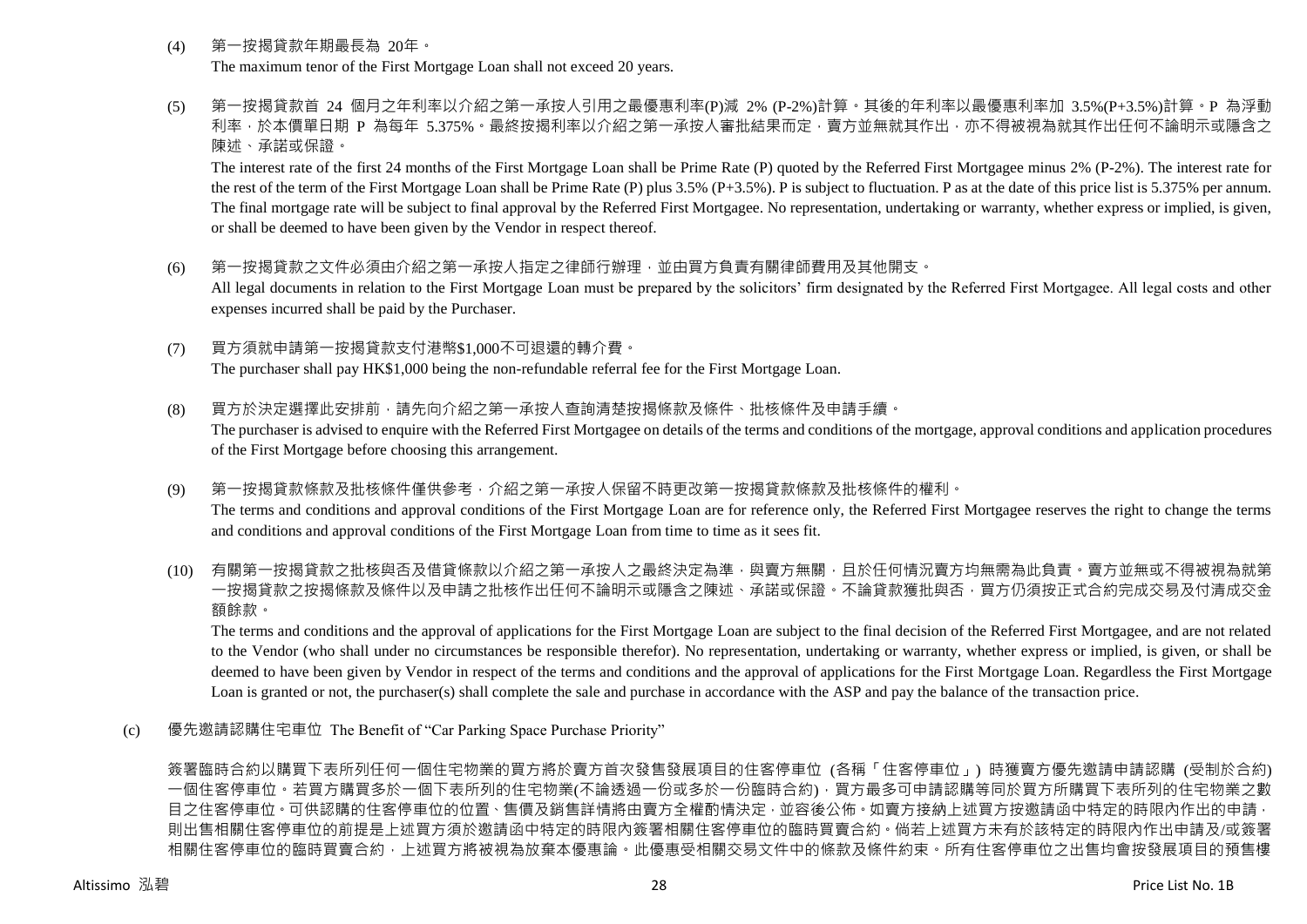(4) 第一按揭貸款年期最長為 20年。
The maximum tenor of the First Mortgage Loan shall not exceed 20 years.

(5) 第一按揭貸款首 24 個月之年利率以介紹之第一承按人引用之最優惠利率(P)減 2% (P-2%)計算。其後的年利率以最優惠利率加 3.5%(P+3.5%)計算。P 為浮動利率，於本價單日期 P 為每年 5.375%。最終按揭利率以介紹之第一承按人審批結果而定，賣方並無就其作出，亦不得被視為就其作出任何不論明示或隱含之陳述、承諾或保證。
The interest rate of the first 24 months of the First Mortgage Loan shall be Prime Rate (P) quoted by the Referred First Mortgagee minus 2% (P-2%). The interest rate for the rest of the term of the First Mortgage Loan shall be Prime Rate (P) plus 3.5% (P+3.5%). P is subject to fluctuation. P as at the date of this price list is 5.375% per annum. The final mortgage rate will be subject to final approval by the Referred First Mortgagee. No representation, undertaking or warranty, whether express or implied, is given, or shall be deemed to have been given by the Vendor in respect thereof.

(6) 第一按揭貸款之文件必須由介紹之第一承按人指定之律師行辦理，並由買方負責有關律師費用及其他開支。
All legal documents in relation to the First Mortgage Loan must be prepared by the solicitors' firm designated by the Referred First Mortgagee. All legal costs and other expenses incurred shall be paid by the Purchaser.

(7) 買方須就申請第一按揭貸款支付港幣$1,000不可退還的轉介費。
The purchaser shall pay HK$1,000 being the non-refundable referral fee for the First Mortgage Loan.

(8) 買方於決定選擇此安排前，請先向介紹之第一承按人查詢清楚按揭條款及條件、批核條件及申請手續。
The purchaser is advised to enquire with the Referred First Mortgagee on details of the terms and conditions of the mortgage, approval conditions and application procedures of the First Mortgage before choosing this arrangement.

(9) 第一按揭貸款條款及批核條件僅供參考，介紹之第一承按人保留不時更改第一按揭貸款條款及批核條件的權利。
The terms and conditions and approval conditions of the First Mortgage Loan are for reference only, the Referred First Mortgagee reserves the right to change the terms and conditions and approval conditions of the First Mortgage Loan from time to time as it sees fit.

(10) 有關第一按揭貸款之批核與否及借貸條款以介紹之第一承按人之最終決定為準，與賣方無關，且於任何情況賣方均無需為此負責。賣方並無或不得被視為就第一按揭貸款之按揭條款及條件以及申請之批核作出任何不論明示或隱含之陳述、承諾或保證。不論貸款獲批與否，買方仍須按正式合約完成交易及付清成交金額餘款。
The terms and conditions and the approval of applications for the First Mortgage Loan are subject to the final decision of the Referred First Mortgagee, and are not related to the Vendor (who shall under no circumstances be responsible therefor). No representation, undertaking or warranty, whether express or implied, is given, or shall be deemed to have been given by Vendor in respect of the terms and conditions and the approval of applications for the First Mortgage Loan. Regardless the First Mortgage Loan is granted or not, the purchaser(s) shall complete the sale and purchase in accordance with the ASP and pay the balance of the transaction price.

(c) 優先邀請認購住宅車位 The Benefit of "Car Parking Space Purchase Priority"

簽署臨時合約以購買下表所列任何一個住宅物業的買方將於賣方首次發售發展項目的住客停車位 (各稱「住客停車位」) 時獲賣方優先邀請申請認購 (受制於合約) 一個住客停車位。若買方購買多於一個下表所列的住宅物業(不論透過一份或多於一份臨時合約)，買方最多可申請認購等同於買方所購買下表所列的住宅物業之數目之住客停車位。可供認購的住客停車位的位置、售價及銷售詳情將由賣方全權酌情決定，並容後公佈。如賣方接納上述買方按邀請函中特定的時限內作出的申請，則出售相關住客停車位的前提是上述買方須於邀請函中特定的時限內簽署相關住客停車位的臨時買賣合約。倘若上述買方未有於該特定的時限內作出申請及/或簽署相關住客停車位的臨時買賣合約，上述買方將被視為放棄本優惠論。此優惠受相關交易文件中的條款及條件約束。所有住客停車位之出售均會按發展項目的預售樓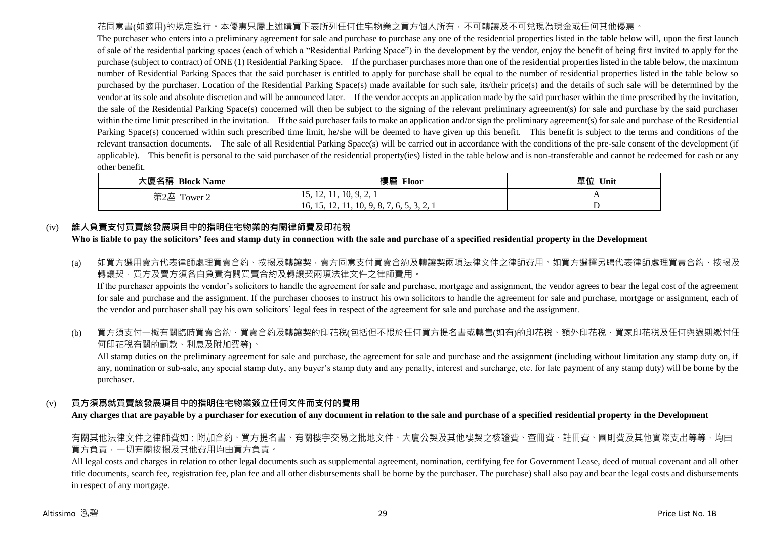花同意書(如適用)的規定進行。本優惠只屬上述購買下表所列任何住宅物業之買方個人所有，不可轉讓及不可兌現為現金或任何其他優惠。

The purchaser who enters into a preliminary agreement for sale and purchase to purchase any one of the residential properties listed in the table below will, upon the first launch of sale of the residential parking spaces (each of which a "Residential Parking Space") in the development by the vendor, enjoy the benefit of being first invited to apply for the purchase (subject to contract) of ONE (1) Residential Parking Space. If the purchaser purchases more than one of the residential properties listed in the table below, the maximum number of Residential Parking Spaces that the said purchaser is entitled to apply for purchase shall be equal to the number of residential properties listed in the table below so purchased by the purchaser. Location of the Residential Parking Space(s) made available for such sale, its/their price(s) and the details of such sale will be determined by the vendor at its sole and absolute discretion and will be announced later. If the vendor accepts an application made by the said purchaser within the time prescribed by the invitation, the sale of the Residential Parking Space(s) concerned will then be subject to the signing of the relevant preliminary agreement(s) for sale and purchase by the said purchaser within the time limit prescribed in the invitation. If the said purchaser fails to make an application and/or sign the preliminary agreement(s) for sale and purchase of the Residential Parking Space(s) concerned within such prescribed time limit, he/she will be deemed to have given up this benefit. This benefit is subject to the terms and conditions of the relevant transaction documents. The sale of all Residential Parking Space(s) will be carried out in accordance with the conditions of the pre-sale consent of the development (if applicable). This benefit is personal to the said purchaser of the residential property(ies) listed in the table below and is non-transferable and cannot be redeemed for cash or any other benefit.

| 大廈名稱 Block Name | 樓層 Floor | 單位 Unit |
|---|---|---|
| 第2座 Tower 2 | 15, 12, 11, 10, 9, 2, 1 | A |
| | 16, 15, 12, 11, 10, 9, 8, 7, 6, 5, 3, 2, 1 | D |

(iv) **誰人負責支付買賣該發展項目中的指明住宅物業的有關律師費及印花稅**
**Who is liable to pay the solicitors' fees and stamp duty in connection with the sale and purchase of a specified residential property in the Development**

(a) 如買方選用賣方代表律師處理買賣合約、按揭及轉讓契，賣方同意支付買賣合約及轉讓契兩項法律文件之律師費用。如買方選擇另聘代表律師處理買賣合約、按揭及轉讓契，買方及賣方須各自負責有關買賣合約及轉讓契兩項法律文件之律師費用。
If the purchaser appoints the vendor's solicitors to handle the agreement for sale and purchase, mortgage and assignment, the vendor agrees to bear the legal cost of the agreement for sale and purchase and the assignment. If the purchaser chooses to instruct his own solicitors to handle the agreement for sale and purchase, mortgage or assignment, each of the vendor and purchaser shall pay his own solicitors' legal fees in respect of the agreement for sale and purchase and the assignment.

(b) 買方須支付一概有關臨時買賣合約、買賣合約及轉讓契的印花稅(包括但不限於任何買方提名書或轉售(如有)的印花稅、額外印花稅、買家印花稅及任何與過期繳付任何印花稅有關的罰款、利息及附加費等)。
All stamp duties on the preliminary agreement for sale and purchase, the agreement for sale and purchase and the assignment (including without limitation any stamp duty on, if any, nomination or sub-sale, any special stamp duty, any buyer's stamp duty and any penalty, interest and surcharge, etc. for late payment of any stamp duty) will be borne by the purchaser.

(v) **買方須爲就買賣該發展項目中的指明住宅物業簽立任何文件而支付的費用**
**Any charges that are payable by a purchaser for execution of any document in relation to the sale and purchase of a specified residential property in the Development**

有關其他法律文件之律師費如：附加合約、買方提名書、有關樓宇交易之批地文件、大廈公契及其他樓契之核證費、查冊費、註冊費、圖則費及其他實際支出等等，均由買方負責，一切有關按揭及其他費用均由買方負責。

All legal costs and charges in relation to other legal documents such as supplemental agreement, nomination, certifying fee for Government Lease, deed of mutual covenant and all other title documents, search fee, registration fee, plan fee and all other disbursements shall be borne by the purchaser. The purchase) shall also pay and bear the legal costs and disbursements in respect of any mortgage.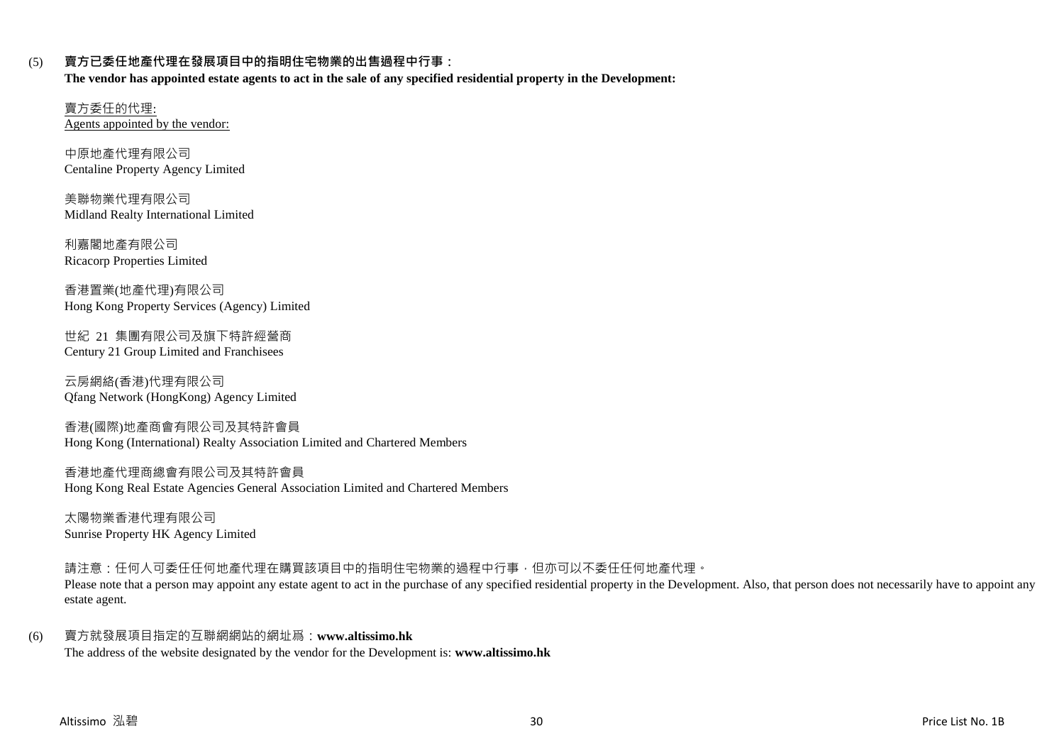(5) **賣方已委任地產代理在發展項目中的指明住宅物業的出售過程中行事：**
**The vendor has appointed estate agents to act in the sale of any specified residential property in the Development:**

賣方委任的代理:
Agents appointed by the vendor:

中原地產代理有限公司
Centaline Property Agency Limited

美聯物業代理有限公司
Midland Realty International Limited

利嘉閣地產有限公司
Ricacorp Properties Limited

香港置業(地產代理)有限公司
Hong Kong Property Services (Agency) Limited

世紀 21 集團有限公司及旗下特許經營商
Century 21 Group Limited and Franchisees

云房網絡(香港)代理有限公司
Qfang Network (HongKong) Agency Limited

香港(國際)地產商會有限公司及其特許會員
Hong Kong (International) Realty Association Limited and Chartered Members

香港地產代理商總會有限公司及其特許會員
Hong Kong Real Estate Agencies General Association Limited and Chartered Members

太陽物業香港代理有限公司
Sunrise Property HK Agency Limited

請注意：任何人可委任任何地產代理在購買該項目中的指明住宅物業的過程中行事，但亦可以不委任任何地產代理。
Please note that a person may appoint any estate agent to act in the purchase of any specified residential property in the Development. Also, that person does not necessarily have to appoint any estate agent.

(6) 賣方就發展項目指定的互聯網網站的網址爲：**www.altissimo.hk**
The address of the website designated by the vendor for the Development is: **www.altissimo.hk**